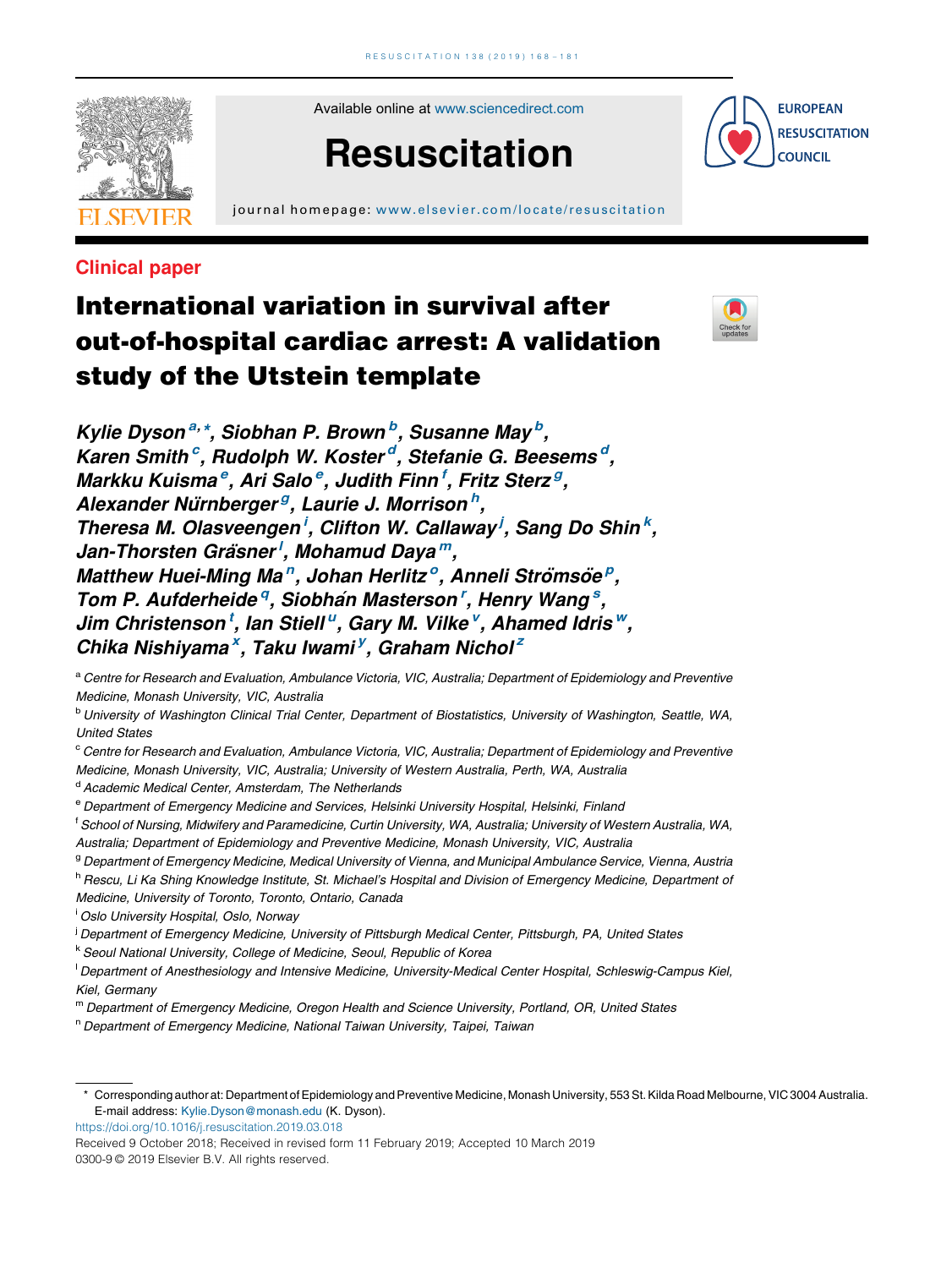Available online at www.sciencedirect.com

# Resuscitation

journal homepage: www.elsevier.com/locate/resuscitation

EUROPEAN RESUSCITATION COUNCIL

Clinical paper

# International variation in survival after out-of-hospital cardiac arrest: A validation study of the Utstein template

*Kylie Dyson[a,*], Siobhan P. Brown[b], Susanne May[b], Karen Smith[c], Rudolph W. Koster[d], Stefanie G. Beesems[d], Markku Kuisma[e], Ari Salo[e], Judith Finn[f], Fritz Sterz[g], Alexander Nürnberger[g], Laurie J. Morrison[h], Theresa M. Olasveengen[i], Clifton W. Callaway[j], Sang Do Shin[k], Jan-Thorsten Gräsner[l], Mohamud Daya[m], Matthew Huei-Ming Ma[n], Johan Herlitz[o], Anneli Strömsöe[p], Tom P. Aufderheide[q], Siobhán Masterson[r], Henry Wang[s], Jim Christenson[t], Ian Stiell[u], Gary M. Vilke[v], Ahamed Idris[w], Chika Nishiyama[x], Taku Iwami[y], Graham Nichol[z]*

[a] Centre for Research and Evaluation, Ambulance Victoria, VIC, Australia; Department of Epidemiology and Preventive Medicine, Monash University, VIC, Australia

[b] University of Washington Clinical Trial Center, Department of Biostatistics, University of Washington, Seattle, WA, United States

[c] Centre for Research and Evaluation, Ambulance Victoria, VIC, Australia; Department of Epidemiology and Preventive Medicine, Monash University, VIC, Australia; University of Western Australia, Perth, WA, Australia

[d] Academic Medical Center, Amsterdam, The Netherlands

[e] Department of Emergency Medicine and Services, Helsinki University Hospital, Helsinki, Finland

[f] School of Nursing, Midwifery and Paramedicine, Curtin University, WA, Australia; University of Western Australia, WA, Australia; Department of Epidemiology and Preventive Medicine, Monash University, VIC, Australia

[g] Department of Emergency Medicine, Medical University of Vienna, and Municipal Ambulance Service, Vienna, Austria

[h] Rescu, Li Ka Shing Knowledge Institute, St. Michael's Hospital and Division of Emergency Medicine, Department of Medicine, University of Toronto, Toronto, Ontario, Canada

[i] Oslo University Hospital, Oslo, Norway

[j] Department of Emergency Medicine, University of Pittsburgh Medical Center, Pittsburgh, PA, United States

[k] Seoul National University, College of Medicine, Seoul, Republic of Korea

[l] Department of Anesthesiology and Intensive Medicine, University-Medical Center Hospital, Schleswig-Campus Kiel, Kiel, Germany

[m] Department of Emergency Medicine, Oregon Health and Science University, Portland, OR, United States

[n] Department of Emergency Medicine, National Taiwan University, Taipei, Taiwan

---

* Corresponding author at: Department of Epidemiology and Preventive Medicine, Monash University, 553 St. Kilda Road Melbourne, VIC 3004 Australia. E-mail address: Kylie.Dyson@monash.edu (K. Dyson).

https://doi.org/10.1016/j.resuscitation.2019.03.018

Received 9 October 2018; Received in revised form 11 February 2019; Accepted 10 March 2019

0300-9 © 2019 Elsevier B.V. All rights reserved.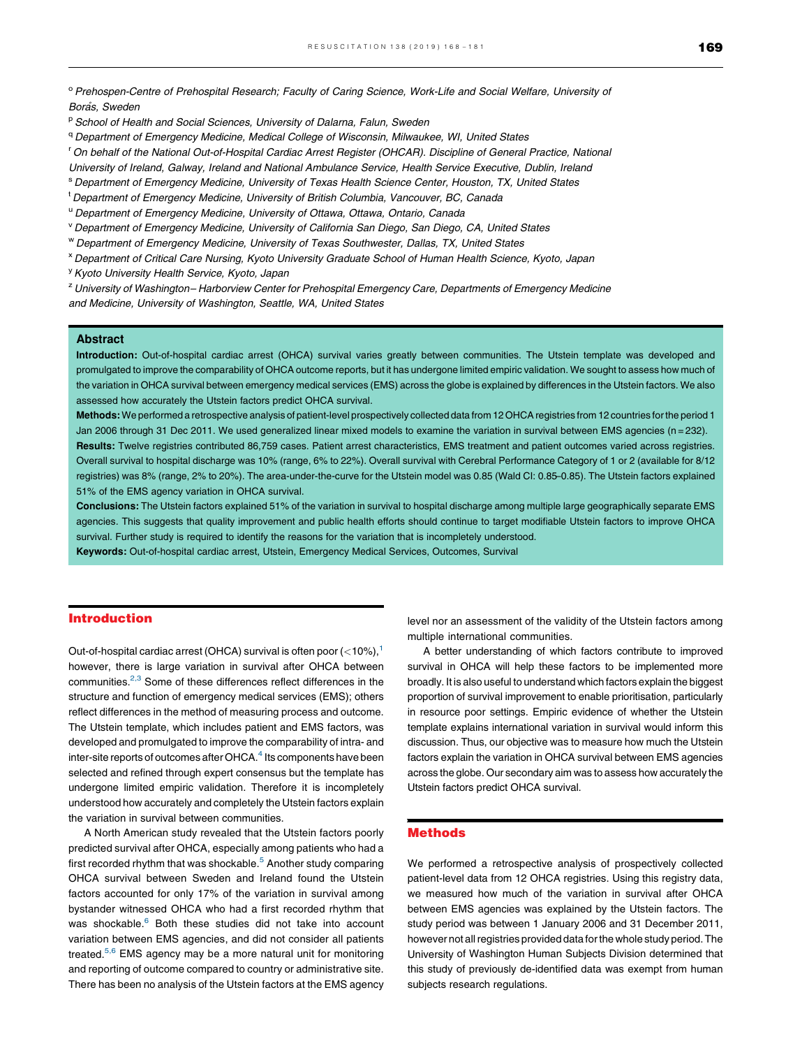[o] Prehospen-Centre of Prehospital Research; Faculty of Caring Science, Work-Life and Social Welfare, University of Borås, Sweden

[p] School of Health and Social Sciences, University of Dalarna, Falun, Sweden

[q] Department of Emergency Medicine, Medical College of Wisconsin, Milwaukee, WI, United States

[r] On behalf of the National Out-of-Hospital Cardiac Arrest Register (OHCAR). Discipline of General Practice, National University of Ireland, Galway, Ireland and National Ambulance Service, Health Service Executive, Dublin, Ireland

[s] Department of Emergency Medicine, University of Texas Health Science Center, Houston, TX, United States

[t] Department of Emergency Medicine, University of British Columbia, Vancouver, BC, Canada

[u] Department of Emergency Medicine, University of Ottawa, Ottawa, Ontario, Canada

[v] Department of Emergency Medicine, University of California San Diego, San Diego, CA, United States

[w] Department of Emergency Medicine, University of Texas Southwester, Dallas, TX, United States

[x] Department of Critical Care Nursing, Kyoto University Graduate School of Human Health Science, Kyoto, Japan

[y] Kyoto University Health Service, Kyoto, Japan

[z] University of Washington– Harborview Center for Prehospital Emergency Care, Departments of Emergency Medicine and Medicine, University of Washington, Seattle, WA, United States

## Abstract

**Introduction:** Out-of-hospital cardiac arrest (OHCA) survival varies greatly between communities. The Utstein template was developed and promulgated to improve the comparability of OHCA outcome reports, but it has undergone limited empiric validation. We sought to assess how much of the variation in OHCA survival between emergency medical services (EMS) across the globe is explained by differences in the Utstein factors. We also assessed how accurately the Utstein factors predict OHCA survival.

**Methods:** We performed a retrospective analysis of patient-level prospectively collected data from 12 OHCA registries from 12 countries for the period 1 Jan 2006 through 31 Dec 2011. We used generalized linear mixed models to examine the variation in survival between EMS agencies (n = 232).

**Results:** Twelve registries contributed 86,759 cases. Patient arrest characteristics, EMS treatment and patient outcomes varied across registries. Overall survival to hospital discharge was 10% (range, 6% to 22%). Overall survival with Cerebral Performance Category of 1 or 2 (available for 8/12 registries) was 8% (range, 2% to 20%). The area-under-the-curve for the Utstein model was 0.85 (Wald CI: 0.85–0.85). The Utstein factors explained 51% of the EMS agency variation in OHCA survival.

**Conclusions:** The Utstein factors explained 51% of the variation in survival to hospital discharge among multiple large geographically separate EMS agencies. This suggests that quality improvement and public health efforts should continue to target modifiable Utstein factors to improve OHCA survival. Further study is required to identify the reasons for the variation that is incompletely understood.

**Keywords:** Out-of-hospital cardiac arrest, Utstein, Emergency Medical Services, Outcomes, Survival

## Introduction

Out-of-hospital cardiac arrest (OHCA) survival is often poor (<10%),[1] however, there is large variation in survival after OHCA between communities.[2,3] Some of these differences reflect differences in the structure and function of emergency medical services (EMS); others reflect differences in the method of measuring process and outcome. The Utstein template, which includes patient and EMS factors, was developed and promulgated to improve the comparability of intra- and inter-site reports of outcomes after OHCA.[4] Its components have been selected and refined through expert consensus but the template has undergone limited empiric validation. Therefore it is incompletely understood how accurately and completely the Utstein factors explain the variation in survival between communities.

A North American study revealed that the Utstein factors poorly predicted survival after OHCA, especially among patients who had a first recorded rhythm that was shockable.[5] Another study comparing OHCA survival between Sweden and Ireland found the Utstein factors accounted for only 17% of the variation in survival among bystander witnessed OHCA who had a first recorded rhythm that was shockable.[6] Both these studies did not take into account variation between EMS agencies, and did not consider all patients treated.[5,6] EMS agency may be a more natural unit for monitoring and reporting of outcome compared to country or administrative site. There has been no analysis of the Utstein factors at the EMS agency level nor an assessment of the validity of the Utstein factors among multiple international communities.

A better understanding of which factors contribute to improved survival in OHCA will help these factors to be implemented more broadly. It is also useful to understand which factors explain the biggest proportion of survival improvement to enable prioritisation, particularly in resource poor settings. Empiric evidence of whether the Utstein template explains international variation in survival would inform this discussion. Thus, our objective was to measure how much the Utstein factors explain the variation in OHCA survival between EMS agencies across the globe. Our secondary aim was to assess how accurately the Utstein factors predict OHCA survival.

## Methods

We performed a retrospective analysis of prospectively collected patient-level data from 12 OHCA registries. Using this registry data, we measured how much of the variation in survival after OHCA between EMS agencies was explained by the Utstein factors. The study period was between 1 January 2006 and 31 December 2011, however not all registries provided data for the whole study period. The University of Washington Human Subjects Division determined that this study of previously de-identified data was exempt from human subjects research regulations.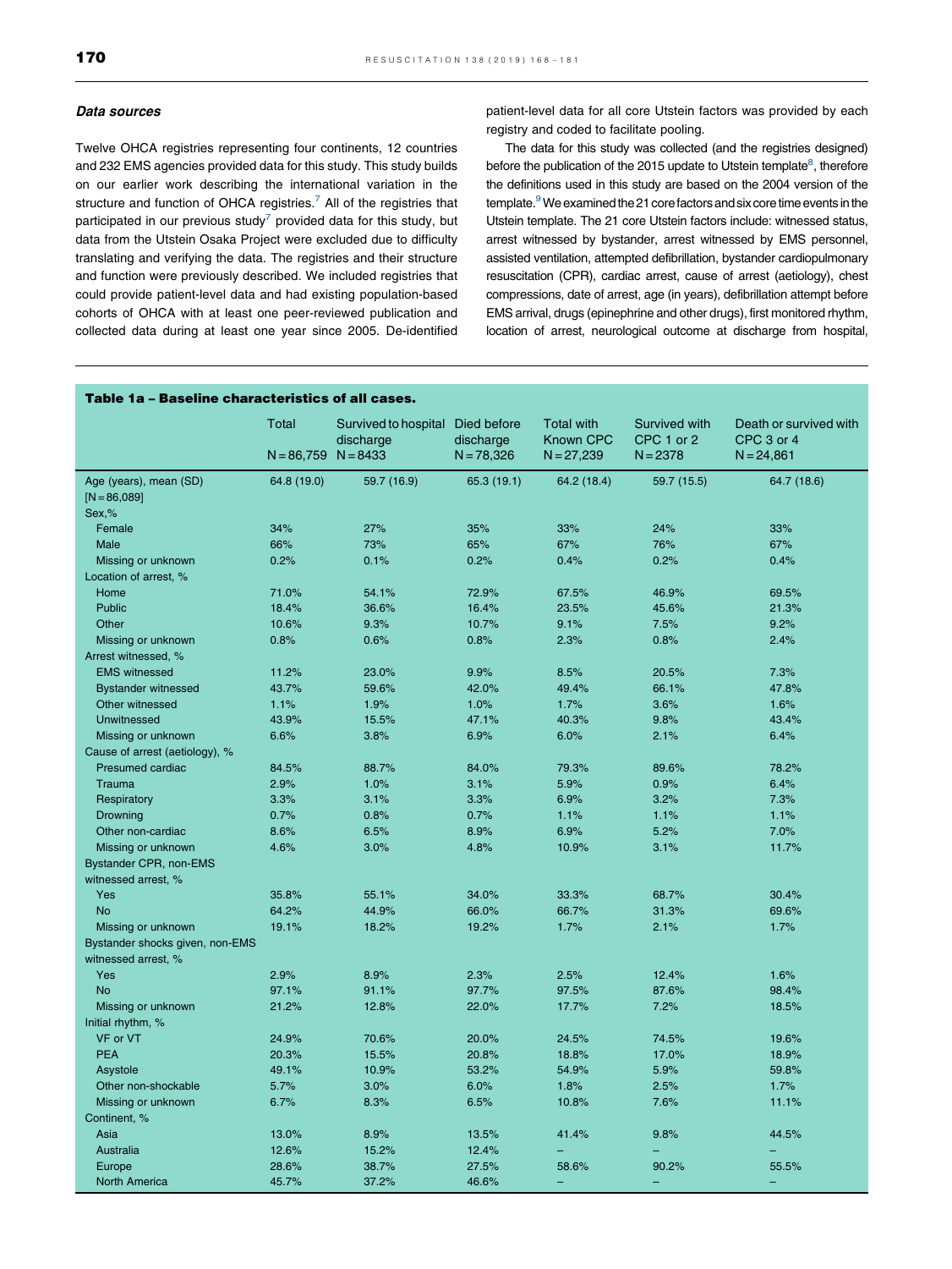### Data sources

Twelve OHCA registries representing four continents, 12 countries and 232 EMS agencies provided data for this study. This study builds on our earlier work describing the international variation in the structure and function of OHCA registries.[7] All of the registries that participated in our previous study[7] provided data for this study, but data from the Utstein Osaka Project were excluded due to difficulty translating and verifying the data. The registries and their structure and function were previously described. We included registries that could provide patient-level data and had existing population-based cohorts of OHCA with at least one peer-reviewed publication and collected data during at least one year since 2005. De-identified patient-level data for all core Utstein factors was provided by each registry and coded to facilitate pooling.

The data for this study was collected (and the registries designed) before the publication of the 2015 update to Utstein template[8], therefore the definitions used in this study are based on the 2004 version of the template.[9] We examined the 21 core factors and six core time events in the Utstein template. The 21 core Utstein factors include: witnessed status, arrest witnessed by bystander, arrest witnessed by EMS personnel, assisted ventilation, attempted defibrillation, bystander cardiopulmonary resuscitation (CPR), cardiac arrest, cause of arrest (aetiology), chest compressions, date of arrest, age (in years), defibrillation attempt before EMS arrival, drugs (epinephrine and other drugs), first monitored rhythm, location of arrest, neurological outcome at discharge from hospital,

**Table 1a – Baseline characteristics of all cases.**

| | Total N = 86,759 | Survived to hospital discharge N = 8433 | Died before discharge N = 78,326 | Total with Known CPC N = 27,239 | Survived with CPC 1 or 2 N = 2378 | Death or survived with CPC 3 or 4 N = 24,861 |
|---|---|---|---|---|---|---|
| Age (years), mean (SD) [N = 86,089] | 64.8 (19.0) | 59.7 (16.9) | 65.3 (19.1) | 64.2 (18.4) | 59.7 (15.5) | 64.7 (18.6) |
| Sex,% | | | | | | |
| Female | 34% | 27% | 35% | 33% | 24% | 33% |
| Male | 66% | 73% | 65% | 67% | 76% | 67% |
| Missing or unknown | 0.2% | 0.1% | 0.2% | 0.4% | 0.2% | 0.4% |
| Location of arrest, % | | | | | | |
| Home | 71.0% | 54.1% | 72.9% | 67.5% | 46.9% | 69.5% |
| Public | 18.4% | 36.6% | 16.4% | 23.5% | 45.6% | 21.3% |
| Other | 10.6% | 9.3% | 10.7% | 9.1% | 7.5% | 9.2% |
| Missing or unknown | 0.8% | 0.6% | 0.8% | 2.3% | 0.8% | 2.4% |
| Arrest witnessed, % | | | | | | |
| EMS witnessed | 11.2% | 23.0% | 9.9% | 8.5% | 20.5% | 7.3% |
| Bystander witnessed | 43.7% | 59.6% | 42.0% | 49.4% | 66.1% | 47.8% |
| Other witnessed | 1.1% | 1.9% | 1.0% | 1.7% | 3.6% | 1.6% |
| Unwitnessed | 43.9% | 15.5% | 47.1% | 40.3% | 9.8% | 43.4% |
| Missing or unknown | 6.6% | 3.8% | 6.9% | 6.0% | 2.1% | 6.4% |
| Cause of arrest (aetiology), % | | | | | | |
| Presumed cardiac | 84.5% | 88.7% | 84.0% | 79.3% | 89.6% | 78.2% |
| Trauma | 2.9% | 1.0% | 3.1% | 5.9% | 0.9% | 6.4% |
| Respiratory | 3.3% | 3.1% | 3.3% | 6.9% | 3.2% | 7.3% |
| Drowning | 0.7% | 0.8% | 0.7% | 1.1% | 1.1% | 1.1% |
| Other non-cardiac | 8.6% | 6.5% | 8.9% | 6.9% | 5.2% | 7.0% |
| Missing or unknown | 4.6% | 3.0% | 4.8% | 10.9% | 3.1% | 11.7% |
| Bystander CPR, non-EMS witnessed arrest, % | | | | | | |
| Yes | 35.8% | 55.1% | 34.0% | 33.3% | 68.7% | 30.4% |
| No | 64.2% | 44.9% | 66.0% | 66.7% | 31.3% | 69.6% |
| Missing or unknown | 19.1% | 18.2% | 19.2% | 1.7% | 2.1% | 1.7% |
| Bystander shocks given, non-EMS witnessed arrest, % | | | | | | |
| Yes | 2.9% | 8.9% | 2.3% | 2.5% | 12.4% | 1.6% |
| No | 97.1% | 91.1% | 97.7% | 97.5% | 87.6% | 98.4% |
| Missing or unknown | 21.2% | 12.8% | 22.0% | 17.7% | 7.2% | 18.5% |
| Initial rhythm, % | | | | | | |
| VF or VT | 24.9% | 70.6% | 20.0% | 24.5% | 74.5% | 19.6% |
| PEA | 20.3% | 15.5% | 20.8% | 18.8% | 17.0% | 18.9% |
| Asystole | 49.1% | 10.9% | 53.2% | 54.9% | 5.9% | 59.8% |
| Other non-shockable | 5.7% | 3.0% | 6.0% | 1.8% | 2.5% | 1.7% |
| Missing or unknown | 6.7% | 8.3% | 6.5% | 10.8% | 7.6% | 11.1% |
| Continent, % | | | | | | |
| Asia | 13.0% | 8.9% | 13.5% | 41.4% | 9.8% | 44.5% |
| Australia | 12.6% | 15.2% | 12.4% | – | – | – |
| Europe | 28.6% | 38.7% | 27.5% | 58.6% | 90.2% | 55.5% |
| North America | 45.7% | 37.2% | 46.6% | – | – | – |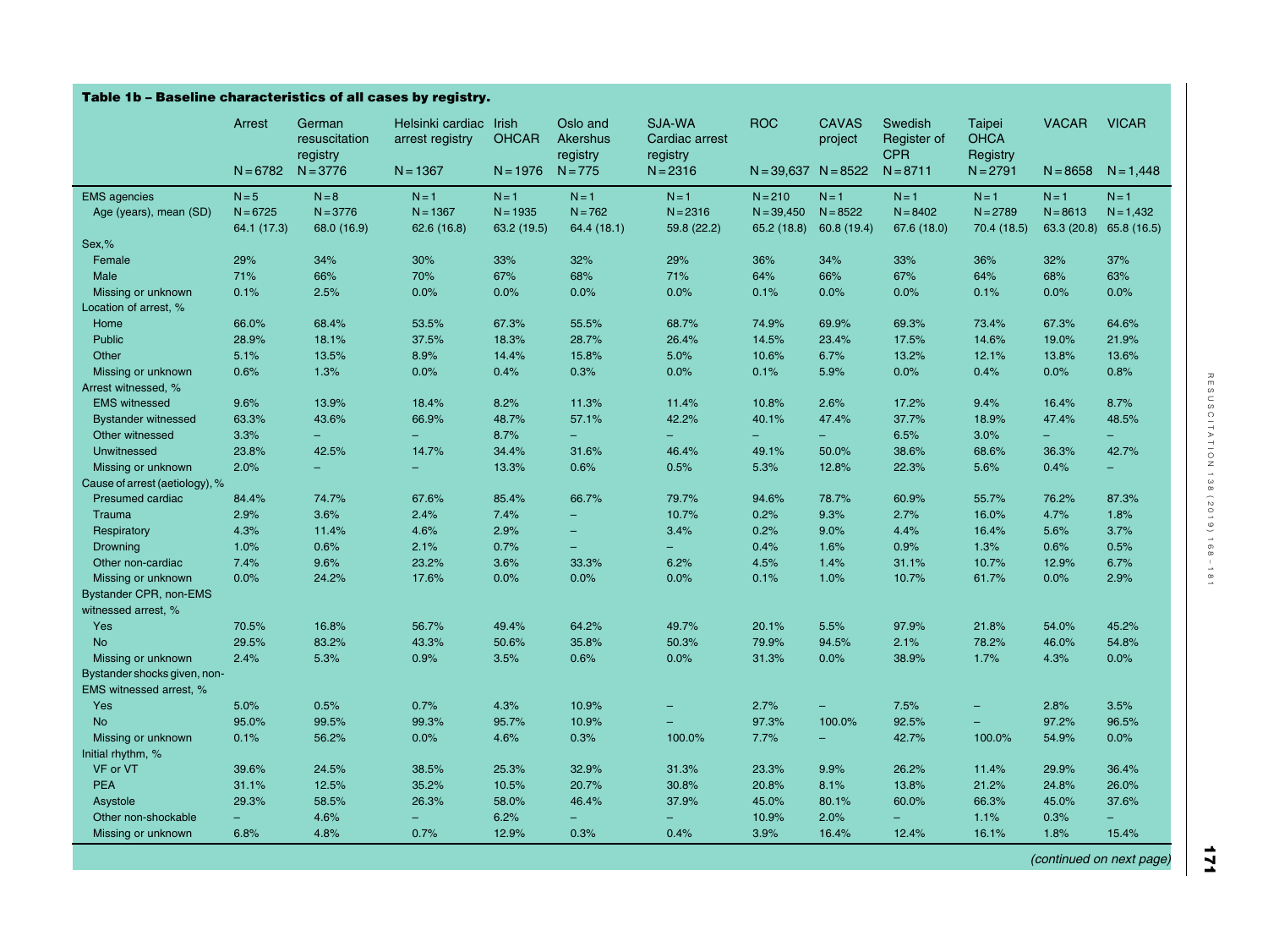**Table 1b – Baseline characteristics of all cases by registry.**

| | Arrest N = 6782 | German resuscitation registry N = 3776 | Helsinki cardiac arrest registry N = 1367 | Irish OHCAR N = 1976 | Oslo and Akershus registry N = 775 | SJA-WA Cardiac arrest registry N = 2316 | ROC N = 39,637 | CAVAS project N = 8522 | Swedish Register of CPR N = 8711 | Taipei OHCA Registry N = 2791 | VACAR N = 8658 | VICAR N = 1,448 |
|---|---|---|---|---|---|---|---|---|---|---|---|---|
| EMS agencies | N = 5 | N = 8 | N = 1 | N = 1 | N = 1 | N = 1 | N = 210 | N = 1 | N = 1 | N = 1 | N = 1 | N = 1 |
| Age (years), mean (SD) | N = 6725 64.1 (17.3) | N = 3776 68.0 (16.9) | N = 1367 62.6 (16.8) | N = 1935 63.2 (19.5) | N = 762 64.4 (18.1) | N = 2316 59.8 (22.2) | N = 39,450 65.2 (18.8) | N = 8522 60.8 (19.4) | N = 8402 67.6 (18.0) | N = 2789 70.4 (18.5) | N = 8613 63.3 (20.8) | N = 1,432 65.8 (16.5) |
| Sex,% | | | | | | | | | | | | |
| Female | 29% | 34% | 30% | 33% | 32% | 29% | 36% | 34% | 33% | 36% | 32% | 37% |
| Male | 71% | 66% | 70% | 67% | 68% | 71% | 64% | 66% | 67% | 64% | 68% | 63% |
| Missing or unknown | 0.1% | 2.5% | 0.0% | 0.0% | 0.0% | 0.0% | 0.1% | 0.0% | 0.0% | 0.1% | 0.0% | 0.0% |
| Location of arrest, % | | | | | | | | | | | | |
| Home | 66.0% | 68.4% | 53.5% | 67.3% | 55.5% | 68.7% | 74.9% | 69.9% | 69.3% | 73.4% | 67.3% | 64.6% |
| Public | 28.9% | 18.1% | 37.5% | 18.3% | 28.7% | 26.4% | 14.5% | 23.4% | 17.5% | 14.6% | 19.0% | 21.9% |
| Other | 5.1% | 13.5% | 8.9% | 14.4% | 15.8% | 5.0% | 10.6% | 6.7% | 13.2% | 12.1% | 13.8% | 13.6% |
| Missing or unknown | 0.6% | 1.3% | 0.0% | 0.4% | 0.3% | 0.0% | 0.1% | 5.9% | 0.0% | 0.4% | 0.0% | 0.8% |
| Arrest witnessed, % | | | | | | | | | | | | |
| EMS witnessed | 9.6% | 13.9% | 18.4% | 8.2% | 11.3% | 11.4% | 10.8% | 2.6% | 17.2% | 9.4% | 16.4% | 8.7% |
| Bystander witnessed | 63.3% | 43.6% | 66.9% | 48.7% | 57.1% | 42.2% | 40.1% | 47.4% | 37.7% | 18.9% | 47.4% | 48.5% |
| Other witnessed | 3.3% | – | – | 8.7% | – | – | – | – | 6.5% | 3.0% | – | – |
| Unwitnessed | 23.8% | 42.5% | 14.7% | 34.4% | 31.6% | 46.4% | 49.1% | 50.0% | 38.6% | 68.6% | 36.3% | 42.7% |
| Missing or unknown | 2.0% | – | – | 13.3% | 0.6% | 0.5% | 5.3% | 12.8% | 22.3% | 5.6% | 0.4% | – |
| Cause of arrest (aetiology), % | | | | | | | | | | | | |
| Presumed cardiac | 84.4% | 74.7% | 67.6% | 85.4% | 66.7% | 79.7% | 94.6% | 78.7% | 60.9% | 55.7% | 76.2% | 87.3% |
| Trauma | 2.9% | 3.6% | 2.4% | 7.4% | – | 10.7% | 0.2% | 9.3% | 2.7% | 16.0% | 4.7% | 1.8% |
| Respiratory | 4.3% | 11.4% | 4.6% | 2.9% | – | 3.4% | 0.2% | 9.0% | 4.4% | 16.4% | 5.6% | 3.7% |
| Drowning | 1.0% | 0.6% | 2.1% | 0.7% | – | – | 0.4% | 1.6% | 0.9% | 1.3% | 0.6% | 0.5% |
| Other non-cardiac | 7.4% | 9.6% | 23.2% | 3.6% | 33.3% | 6.2% | 4.5% | 1.4% | 31.1% | 10.7% | 12.9% | 6.7% |
| Missing or unknown | 0.0% | 24.2% | 17.6% | 0.0% | 0.0% | 0.0% | 0.1% | 1.0% | 10.7% | 61.7% | 0.0% | 2.9% |
| Bystander CPR, non-EMS witnessed arrest, % | | | | | | | | | | | | |
| Yes | 70.5% | 16.8% | 56.7% | 49.4% | 64.2% | 49.7% | 20.1% | 5.5% | 97.9% | 21.8% | 54.0% | 45.2% |
| No | 29.5% | 83.2% | 43.3% | 50.6% | 35.8% | 50.3% | 79.9% | 94.5% | 2.1% | 78.2% | 46.0% | 54.8% |
| Missing or unknown | 2.4% | 5.3% | 0.9% | 3.5% | 0.6% | 0.0% | 31.3% | 0.0% | 38.9% | 1.7% | 4.3% | 0.0% |
| Bystander shocks given, non-EMS witnessed arrest, % | | | | | | | | | | | | |
| Yes | 5.0% | 0.5% | 0.7% | 4.3% | 10.9% | – | 2.7% | – | 7.5% | – | 2.8% | 3.5% |
| No | 95.0% | 99.5% | 99.3% | 95.7% | 10.9% | – | 97.3% | 100.0% | 92.5% | – | 97.2% | 96.5% |
| Missing or unknown | 0.1% | 56.2% | 0.0% | 4.6% | 0.3% | 100.0% | 7.7% | – | 42.7% | 100.0% | 54.9% | 0.0% |
| Initial rhythm, % | | | | | | | | | | | | |
| VF or VT | 39.6% | 24.5% | 38.5% | 25.3% | 32.9% | 31.3% | 23.3% | 9.9% | 26.2% | 11.4% | 29.9% | 36.4% |
| PEA | 31.1% | 12.5% | 35.2% | 10.5% | 20.7% | 30.8% | 20.8% | 8.1% | 13.8% | 21.2% | 24.8% | 26.0% |
| Asystole | 29.3% | 58.5% | 26.3% | 58.0% | 46.4% | 37.9% | 45.0% | 80.1% | 60.0% | 66.3% | 45.0% | 37.6% |
| Other non-shockable | – | 4.6% | – | 6.2% | – | – | 10.9% | 2.0% | – | 1.1% | 0.3% | – |
| Missing or unknown | 6.8% | 4.8% | 0.7% | 12.9% | 0.3% | 0.4% | 3.9% | 16.4% | 12.4% | 16.1% | 1.8% | 15.4% |

*(continued on next page)*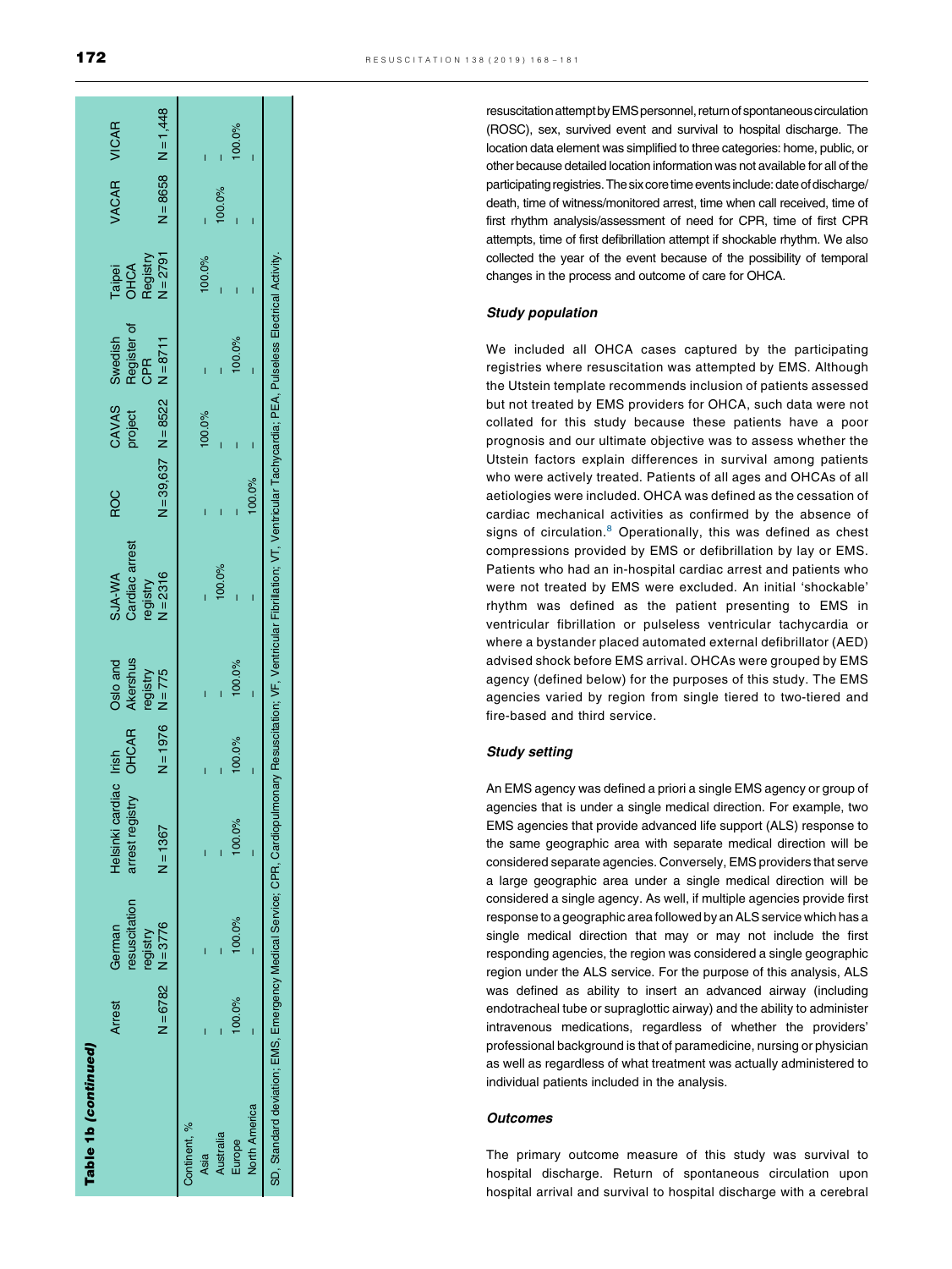**Table 1b (continued)**

| | Arrest | German resuscitation registry | Helsinki cardiac arrest registry | Irish OHCAR | Oslo and Akershus registry | SJA-WA Cardiac arrest registry | ROC | CAVAS project | Swedish Register of CPR | Taipei OHCA Registry | VACAR | VICAR |
|---|---|---|---|---|---|---|---|---|---|---|---|---|
| | N = 6782 | N = 3776 | N = 1367 | N = 1976 | N = 775 | N = 2316 | N = 39,637 | N = 8522 | N = 8711 | N = 2791 | N = 8658 | N = 1,448 |
| Continent, % | | | | | | | | | | | | |
| Asia | – | – | – | – | – | – | – | 100.0% | – | 100.0% | – | – |
| Australia | – | – | – | – | – | 100.0% | – | – | – | – | 100.0% | – |
| Europe | 100.0% | 100.0% | 100.0% | 100.0% | 100.0% | – | – | – | 100.0% | – | – | 100.0% |
| North America | – | – | – | – | – | – | 100.0% | – | – | – | – | – |

SD, Standard deviation; EMS, Emergency Medical Service; CPR, Cardiopulmonary Resuscitation; VF, Ventricular Fibrillation; VT, Ventricular Tachycardia; PEA, Pulseless Electrical Activity.

resuscitation attempt by EMS personnel, return of spontaneous circulation (ROSC), sex, survived event and survival to hospital discharge. The location data element was simplified to three categories: home, public, or other because detailed location information was not available for all of the participating registries. The six core time events include: date of discharge/death, time of witness/monitored arrest, time when call received, time of first rhythm analysis/assessment of need for CPR, time of first CPR attempts, time of first defibrillation attempt if shockable rhythm. We also collected the year of the event because of the possibility of temporal changes in the process and outcome of care for OHCA.

### Study population

We included all OHCA cases captured by the participating registries where resuscitation was attempted by EMS. Although the Utstein template recommends inclusion of patients assessed but not treated by EMS providers for OHCA, such data were not collated for this study because these patients have a poor prognosis and our ultimate objective was to assess whether the Utstein factors explain differences in survival among patients who were actively treated. Patients of all ages and OHCAs of all aetiologies were included. OHCA was defined as the cessation of cardiac mechanical activities as confirmed by the absence of signs of circulation.[8] Operationally, this was defined as chest compressions provided by EMS or defibrillation by lay or EMS. Patients who had an in-hospital cardiac arrest and patients who were not treated by EMS were excluded. An initial 'shockable' rhythm was defined as the patient presenting to EMS in ventricular fibrillation or pulseless ventricular tachycardia or where a bystander placed automated external defibrillator (AED) advised shock before EMS arrival. OHCAs were grouped by EMS agency (defined below) for the purposes of this study. The EMS agencies varied by region from single tiered to two-tiered and fire-based and third service.

### Study setting

An EMS agency was defined a priori a single EMS agency or group of agencies that is under a single medical direction. For example, two EMS agencies that provide advanced life support (ALS) response to the same geographic area with separate medical direction will be considered separate agencies. Conversely, EMS providers that serve a large geographic area under a single medical direction will be considered a single agency. As well, if multiple agencies provide first response to a geographic area followed by an ALS service which has a single medical direction that may or may not include the first responding agencies, the region was considered a single geographic region under the ALS service. For the purpose of this analysis, ALS was defined as ability to insert an advanced airway (including endotracheal tube or supraglottic airway) and the ability to administer intravenous medications, regardless of whether the providers' professional background is that of paramedicine, nursing or physician as well as regardless of what treatment was actually administered to individual patients included in the analysis.

### Outcomes

The primary outcome measure of this study was survival to hospital discharge. Return of spontaneous circulation upon hospital arrival and survival to hospital discharge with a cerebral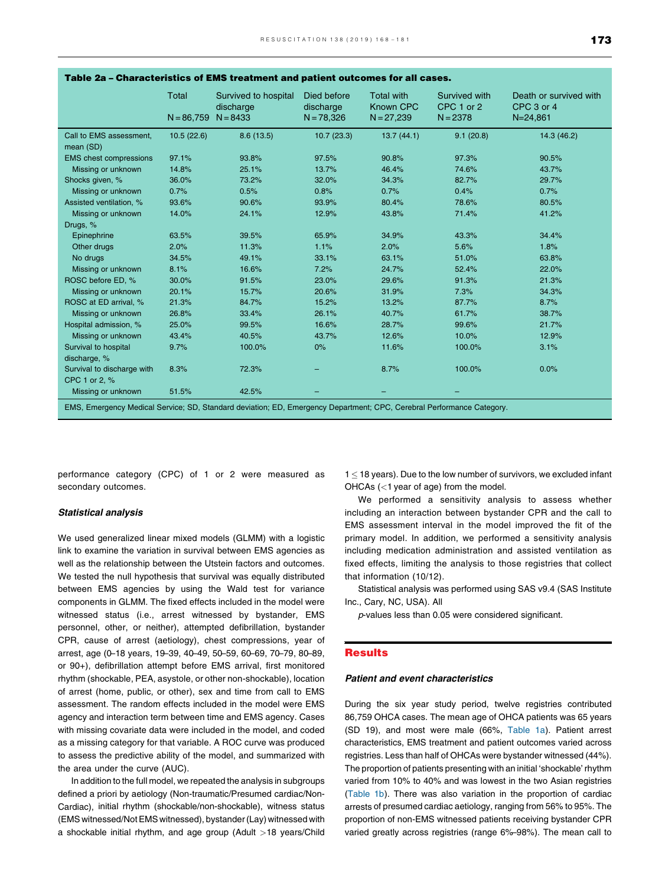**Table 2a – Characteristics of EMS treatment and patient outcomes for all cases.**

| | Total N = 86,759 | Survived to hospital discharge N = 8433 | Died before discharge N = 78,326 | Total with Known CPC N = 27,239 | Survived with CPC 1 or 2 N = 2378 | Death or survived with CPC 3 or 4 N=24,861 |
|---|---|---|---|---|---|---|
| Call to EMS assessment, mean (SD) | 10.5 (22.6) | 8.6 (13.5) | 10.7 (23.3) | 13.7 (44.1) | 9.1 (20.8) | 14.3 (46.2) |
| EMS chest compressions | 97.1% | 93.8% | 97.5% | 90.8% | 97.3% | 90.5% |
| Missing or unknown | 14.8% | 25.1% | 13.7% | 46.4% | 74.6% | 43.7% |
| Shocks given, % | 36.0% | 73.2% | 32.0% | 34.3% | 82.7% | 29.7% |
| Missing or unknown | 0.7% | 0.5% | 0.8% | 0.7% | 0.4% | 0.7% |
| Assisted ventilation, % | 93.6% | 90.6% | 93.9% | 80.4% | 78.6% | 80.5% |
| Missing or unknown | 14.0% | 24.1% | 12.9% | 43.8% | 71.4% | 41.2% |
| Drugs, % | | | | | | |
| Epinephrine | 63.5% | 39.5% | 65.9% | 34.9% | 43.3% | 34.4% |
| Other drugs | 2.0% | 11.3% | 1.1% | 2.0% | 5.6% | 1.8% |
| No drugs | 34.5% | 49.1% | 33.1% | 63.1% | 51.0% | 63.8% |
| Missing or unknown | 8.1% | 16.6% | 7.2% | 24.7% | 52.4% | 22.0% |
| ROSC before ED, % | 30.0% | 91.5% | 23.0% | 29.6% | 91.3% | 21.3% |
| Missing or unknown | 20.1% | 15.7% | 20.6% | 31.9% | 7.3% | 34.3% |
| ROSC at ED arrival, % | 21.3% | 84.7% | 15.2% | 13.2% | 87.7% | 8.7% |
| Missing or unknown | 26.8% | 33.4% | 26.1% | 40.7% | 61.7% | 38.7% |
| Hospital admission, % | 25.0% | 99.5% | 16.6% | 28.7% | 99.6% | 21.7% |
| Missing or unknown | 43.4% | 40.5% | 43.7% | 12.6% | 10.0% | 12.9% |
| Survival to hospital discharge, % | 9.7% | 100.0% | 0% | 11.6% | 100.0% | 3.1% |
| Survival to discharge with CPC 1 or 2, % | 8.3% | 72.3% | – | 8.7% | 100.0% | 0.0% |
| Missing or unknown | 51.5% | 42.5% | – | – | – | |

EMS, Emergency Medical Service; SD, Standard deviation; ED, Emergency Department; CPC, Cerebral Performance Category.

performance category (CPC) of 1 or 2 were measured as secondary outcomes.

### Statistical analysis

We used generalized linear mixed models (GLMM) with a logistic link to examine the variation in survival between EMS agencies as well as the relationship between the Utstein factors and outcomes. We tested the null hypothesis that survival was equally distributed between EMS agencies by using the Wald test for variance components in GLMM. The fixed effects included in the model were witnessed status (i.e., arrest witnessed by bystander, EMS personnel, other, or neither), attempted defibrillation, bystander CPR, cause of arrest (aetiology), chest compressions, year of arrest, age (0–18 years, 19–39, 40–49, 50–59, 60–69, 70–79, 80–89, or 90+), defibrillation attempt before EMS arrival, first monitored rhythm (shockable, PEA, asystole, or other non-shockable), location of arrest (home, public, or other), sex and time from call to EMS assessment. The random effects included in the model were EMS agency and interaction term between time and EMS agency. Cases with missing covariate data were included in the model, and coded as a missing category for that variable. A ROC curve was produced to assess the predictive ability of the model, and summarized with the area under the curve (AUC).

In addition to the full model, we repeated the analysis in subgroups defined a priori by aetiology (Non-traumatic/Presumed cardiac/Non-Cardiac), initial rhythm (shockable/non-shockable), witness status (EMS witnessed/Not EMS witnessed), bystander (Lay) witnessed with a shockable initial rhythm, and age group (Adult >18 years/Child 1 ≤ 18 years). Due to the low number of survivors, we excluded infant OHCAs (<1 year of age) from the model.

We performed a sensitivity analysis to assess whether including an interaction between bystander CPR and the call to EMS assessment interval in the model improved the fit of the primary model. In addition, we performed a sensitivity analysis including medication administration and assisted ventilation as fixed effects, limiting the analysis to those registries that collect that information (10/12).

Statistical analysis was performed using SAS v9.4 (SAS Institute Inc., Cary, NC, USA). All

*p*-values less than 0.05 were considered significant.

## Results

### Patient and event characteristics

During the six year study period, twelve registries contributed 86,759 OHCA cases. The mean age of OHCA patients was 65 years (SD 19), and most were male (66%, Table 1a). Patient arrest characteristics, EMS treatment and patient outcomes varied across registries. Less than half of OHCAs were bystander witnessed (44%). The proportion of patients presenting with an initial 'shockable' rhythm varied from 10% to 40% and was lowest in the two Asian registries (Table 1b). There was also variation in the proportion of cardiac arrests of presumed cardiac aetiology, ranging from 56% to 95%. The proportion of non-EMS witnessed patients receiving bystander CPR varied greatly across registries (range 6%–98%). The mean call to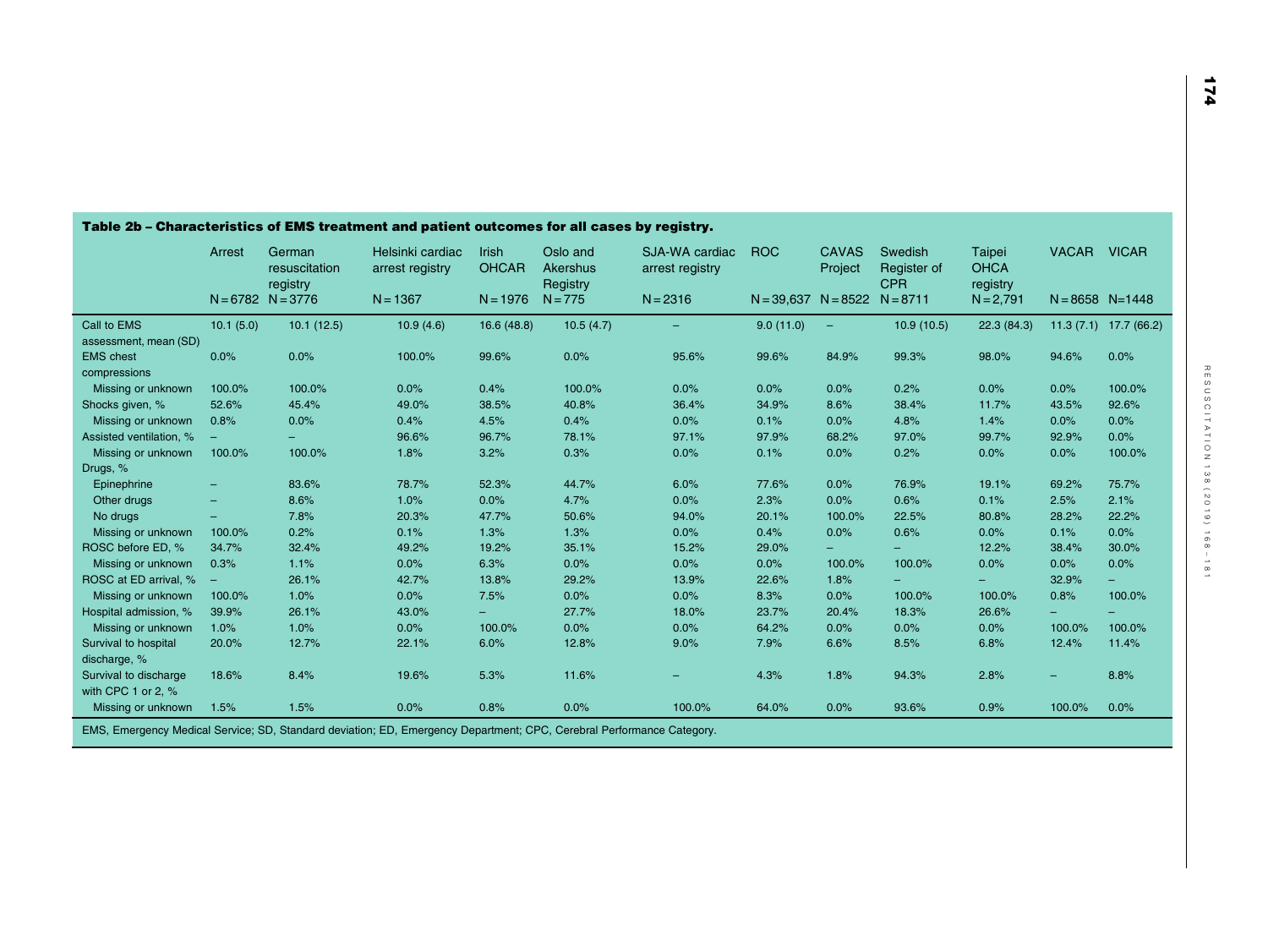**Table 2b – Characteristics of EMS treatment and patient outcomes for all cases by registry.**

| | Arrest N = 6782 | German resuscitation registry N = 3776 | Helsinki cardiac arrest registry N = 1367 | Irish OHCAR N = 1976 | Oslo and Akershus Registry N = 775 | SJA-WA cardiac arrest registry N = 2316 | ROC N = 39,637 | CAVAS Project N = 8522 | Swedish Register of CPR N = 8711 | Taipei OHCA registry N = 2,791 | VACAR N = 8658 | VICAR N=1448 |
|---|---|---|---|---|---|---|---|---|---|---|---|---|
| Call to EMS assessment, mean (SD) | 10.1 (5.0) | 10.1 (12.5) | 10.9 (4.6) | 16.6 (48.8) | 10.5 (4.7) | – | 9.0 (11.0) | – | 10.9 (10.5) | 22.3 (84.3) | 11.3 (7.1) | 17.7 (66.2) |
| EMS chest compressions | 0.0% | 0.0% | 100.0% | 99.6% | 0.0% | 95.6% | 99.6% | 84.9% | 99.3% | 98.0% | 94.6% | 0.0% |
| Missing or unknown | 100.0% | 100.0% | 0.0% | 0.4% | 100.0% | 0.0% | 0.0% | 0.0% | 0.2% | 0.0% | 0.0% | 100.0% |
| Shocks given, % | 52.6% | 45.4% | 49.0% | 38.5% | 40.8% | 36.4% | 34.9% | 8.6% | 38.4% | 11.7% | 43.5% | 92.6% |
| Missing or unknown | 0.8% | 0.0% | 0.4% | 4.5% | 0.4% | 0.0% | 0.1% | 0.0% | 4.8% | 1.4% | 0.0% | 0.0% |
| Assisted ventilation, % | – | – | 96.6% | 96.7% | 78.1% | 97.1% | 97.9% | 68.2% | 97.0% | 99.7% | 92.9% | 0.0% |
| Missing or unknown | 100.0% | 100.0% | 1.8% | 3.2% | 0.3% | 0.0% | 0.1% | 0.0% | 0.2% | 0.0% | 0.0% | 100.0% |
| Drugs, % | | | | | | | | | | | | |
| Epinephrine | – | 83.6% | 78.7% | 52.3% | 44.7% | 6.0% | 77.6% | 0.0% | 76.9% | 19.1% | 69.2% | 75.7% |
| Other drugs | – | 8.6% | 1.0% | 0.0% | 4.7% | 0.0% | 2.3% | 0.0% | 0.6% | 0.1% | 2.5% | 2.1% |
| No drugs | – | 7.8% | 20.3% | 47.7% | 50.6% | 94.0% | 20.1% | 100.0% | 22.5% | 80.8% | 28.2% | 22.2% |
| Missing or unknown | 100.0% | 0.2% | 0.1% | 1.3% | 1.3% | 0.0% | 0.4% | 0.0% | 0.6% | 0.0% | 0.1% | 0.0% |
| ROSC before ED, % | 34.7% | 32.4% | 49.2% | 19.2% | 35.1% | 15.2% | 29.0% | – | – | 12.2% | 38.4% | 30.0% |
| Missing or unknown | 0.3% | 1.1% | 0.0% | 6.3% | 0.0% | 0.0% | 0.0% | 100.0% | 100.0% | 0.0% | 0.0% | 0.0% |
| ROSC at ED arrival, % | – | 26.1% | 42.7% | 13.8% | 29.2% | 13.9% | 22.6% | 1.8% | – | – | 32.9% | – |
| Missing or unknown | 100.0% | 1.0% | 0.0% | 7.5% | 0.0% | 0.0% | 8.3% | 0.0% | 100.0% | 100.0% | 0.8% | 100.0% |
| Hospital admission, % | 39.9% | 26.1% | 43.0% | – | 27.7% | 18.0% | 23.7% | 20.4% | 18.3% | 26.6% | – | – |
| Missing or unknown | 1.0% | 1.0% | 0.0% | 100.0% | 0.0% | 0.0% | 64.2% | 0.0% | 0.0% | 0.0% | 100.0% | 100.0% |
| Survival to hospital discharge, % | 20.0% | 12.7% | 22.1% | 6.0% | 12.8% | 9.0% | 7.9% | 6.6% | 8.5% | 6.8% | 12.4% | 11.4% |
| Survival to discharge with CPC 1 or 2, % | 18.6% | 8.4% | 19.6% | 5.3% | 11.6% | – | 4.3% | 1.8% | 94.3% | 2.8% | – | 8.8% |
| Missing or unknown | 1.5% | 1.5% | 0.0% | 0.8% | 0.0% | 100.0% | 64.0% | 0.0% | 93.6% | 0.9% | 100.0% | 0.0% |

EMS, Emergency Medical Service; SD, Standard deviation; ED, Emergency Department; CPC, Cerebral Performance Category.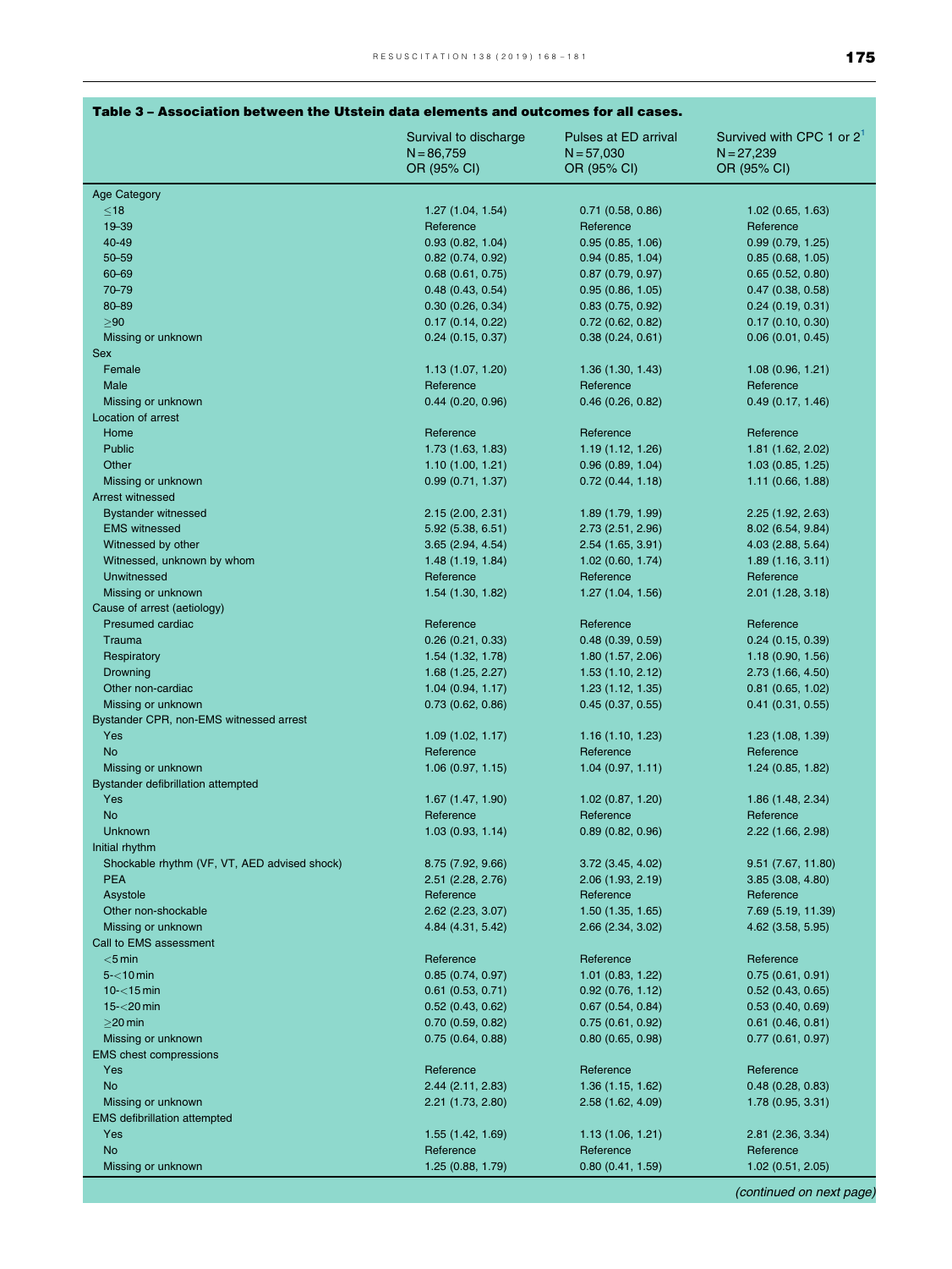**Table 3 – Association between the Utstein data elements and outcomes for all cases.**

| | Survival to discharge N = 86,759 OR (95% CI) | Pulses at ED arrival N = 57,030 OR (95% CI) | Survived with CPC 1 or 2[1] N = 27,239 OR (95% CI) |
|---|---|---|---|
| Age Category | | | |
| ≤18 | 1.27 (1.04, 1.54) | 0.71 (0.58, 0.86) | 1.02 (0.65, 1.63) |
| 19-39 | Reference | Reference | Reference |
| 40-49 | 0.93 (0.82, 1.04) | 0.95 (0.85, 1.06) | 0.99 (0.79, 1.25) |
| 50-59 | 0.82 (0.74, 0.92) | 0.94 (0.85, 1.04) | 0.85 (0.68, 1.05) |
| 60-69 | 0.68 (0.61, 0.75) | 0.87 (0.79, 0.97) | 0.65 (0.52, 0.80) |
| 70-79 | 0.48 (0.43, 0.54) | 0.95 (0.86, 1.05) | 0.47 (0.38, 0.58) |
| 80-89 | 0.30 (0.26, 0.34) | 0.83 (0.75, 0.92) | 0.24 (0.19, 0.31) |
| ≥90 | 0.17 (0.14, 0.22) | 0.72 (0.62, 0.82) | 0.17 (0.10, 0.30) |
| Missing or unknown | 0.24 (0.15, 0.37) | 0.38 (0.24, 0.61) | 0.06 (0.01, 0.45) |
| Sex | | | |
| Female | 1.13 (1.07, 1.20) | 1.36 (1.30, 1.43) | 1.08 (0.96, 1.21) |
| Male | Reference | Reference | Reference |
| Missing or unknown | 0.44 (0.20, 0.96) | 0.46 (0.26, 0.82) | 0.49 (0.17, 1.46) |
| Location of arrest | | | |
| Home | Reference | Reference | Reference |
| Public | 1.73 (1.63, 1.83) | 1.19 (1.12, 1.26) | 1.81 (1.62, 2.02) |
| Other | 1.10 (1.00, 1.21) | 0.96 (0.89, 1.04) | 1.03 (0.85, 1.25) |
| Missing or unknown | 0.99 (0.71, 1.37) | 0.72 (0.44, 1.18) | 1.11 (0.66, 1.88) |
| Arrest witnessed | | | |
| Bystander witnessed | 2.15 (2.00, 2.31) | 1.89 (1.79, 1.99) | 2.25 (1.92, 2.63) |
| EMS witnessed | 5.92 (5.38, 6.51) | 2.73 (2.51, 2.96) | 8.02 (6.54, 9.84) |
| Witnessed by other | 3.65 (2.94, 4.54) | 2.54 (1.65, 3.91) | 4.03 (2.88, 5.64) |
| Witnessed, unknown by whom | 1.48 (1.19, 1.84) | 1.02 (0.60, 1.74) | 1.89 (1.16, 3.11) |
| Unwitnessed | Reference | Reference | Reference |
| Missing or unknown | 1.54 (1.30, 1.82) | 1.27 (1.04, 1.56) | 2.01 (1.28, 3.18) |
| Cause of arrest (aetiology) | | | |
| Presumed cardiac | Reference | Reference | Reference |
| Trauma | 0.26 (0.21, 0.33) | 0.48 (0.39, 0.59) | 0.24 (0.15, 0.39) |
| Respiratory | 1.54 (1.32, 1.78) | 1.80 (1.57, 2.06) | 1.18 (0.90, 1.56) |
| Drowning | 1.68 (1.25, 2.27) | 1.53 (1.10, 2.12) | 2.73 (1.66, 4.50) |
| Other non-cardiac | 1.04 (0.94, 1.17) | 1.23 (1.12, 1.35) | 0.81 (0.65, 1.02) |
| Missing or unknown | 0.73 (0.62, 0.86) | 0.45 (0.37, 0.55) | 0.41 (0.31, 0.55) |
| Bystander CPR, non-EMS witnessed arrest | | | |
| Yes | 1.09 (1.02, 1.17) | 1.16 (1.10, 1.23) | 1.23 (1.08, 1.39) |
| No | Reference | Reference | Reference |
| Missing or unknown | 1.06 (0.97, 1.15) | 1.04 (0.97, 1.11) | 1.24 (0.85, 1.82) |
| Bystander defibrillation attempted | | | |
| Yes | 1.67 (1.47, 1.90) | 1.02 (0.87, 1.20) | 1.86 (1.48, 2.34) |
| No | Reference | Reference | Reference |
| Unknown | 1.03 (0.93, 1.14) | 0.89 (0.82, 0.96) | 2.22 (1.66, 2.98) |
| Initial rhythm | | | |
| Shockable rhythm (VF, VT, AED advised shock) | 8.75 (7.92, 9.66) | 3.72 (3.45, 4.02) | 9.51 (7.67, 11.80) |
| PEA | 2.51 (2.28, 2.76) | 2.06 (1.93, 2.19) | 3.85 (3.08, 4.80) |
| Asystole | Reference | Reference | Reference |
| Other non-shockable | 2.62 (2.23, 3.07) | 1.50 (1.35, 1.65) | 7.69 (5.19, 11.39) |
| Missing or unknown | 4.84 (4.31, 5.42) | 2.66 (2.34, 3.02) | 4.62 (3.58, 5.95) |
| Call to EMS assessment | | | |
| <5 min | Reference | Reference | Reference |
| 5-<10 min | 0.85 (0.74, 0.97) | 1.01 (0.83, 1.22) | 0.75 (0.61, 0.91) |
| 10-<15 min | 0.61 (0.53, 0.71) | 0.92 (0.76, 1.12) | 0.52 (0.43, 0.65) |
| 15-<20 min | 0.52 (0.43, 0.62) | 0.67 (0.54, 0.84) | 0.53 (0.40, 0.69) |
| ≥20 min | 0.70 (0.59, 0.82) | 0.75 (0.61, 0.92) | 0.61 (0.46, 0.81) |
| Missing or unknown | 0.75 (0.64, 0.88) | 0.80 (0.65, 0.98) | 0.77 (0.61, 0.97) |
| EMS chest compressions | | | |
| Yes | Reference | Reference | Reference |
| No | 2.44 (2.11, 2.83) | 1.36 (1.15, 1.62) | 0.48 (0.28, 0.83) |
| Missing or unknown | 2.21 (1.73, 2.80) | 2.58 (1.62, 4.09) | 1.78 (0.95, 3.31) |
| EMS defibrillation attempted | | | |
| Yes | 1.55 (1.42, 1.69) | 1.13 (1.06, 1.21) | 2.81 (2.36, 3.34) |
| No | Reference | Reference | Reference |
| Missing or unknown | 1.25 (0.88, 1.79) | 0.80 (0.41, 1.59) | 1.02 (0.51, 2.05) |

*(continued on next page)*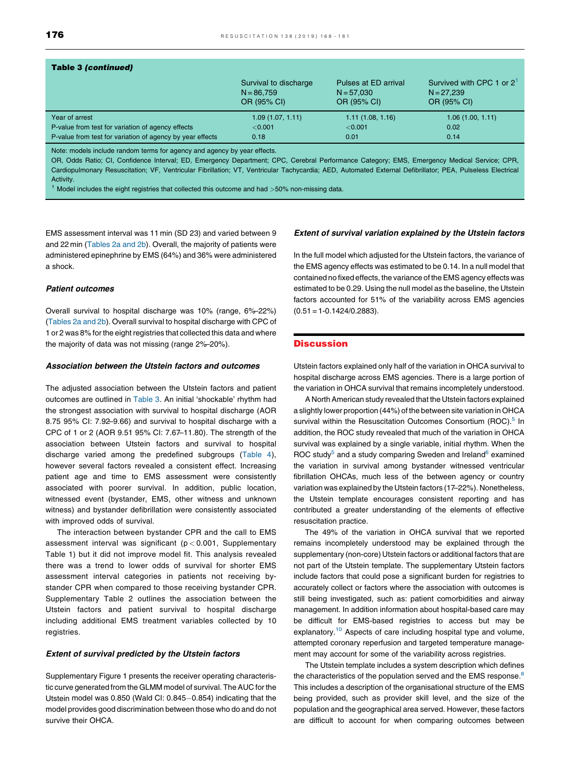**Table 3 (continued)**

| | Survival to discharge N = 86,759 OR (95% CI) | Pulses at ED arrival N = 57,030 OR (95% CI) | Survived with CPC 1 or 2[1] N = 27,239 OR (95% CI) |
|---|---|---|---|
| Year of arrest | 1.09 (1.07, 1.11) | 1.11 (1.08, 1.16) | 1.06 (1.00, 1.11) |
| P-value from test for variation of agency effects | <0.001 | <0.001 | 0.02 |
| P-value from test for variation of agency by year effects | 0.18 | 0.01 | 0.14 |

Note: models include random terms for agency and agency by year effects.

OR, Odds Ratio; CI, Confidence Interval; ED, Emergency Department; CPC, Cerebral Performance Category; EMS, Emergency Medical Service; CPR, Cardiopulmonary Resuscitation; VF, Ventricular Fibrillation; VT, Ventricular Tachycardia; AED, Automated External Defibrillator; PEA, Pulseless Electrical Activity.

[1] Model includes the eight registries that collected this outcome and had >50% non-missing data.

EMS assessment interval was 11 min (SD 23) and varied between 9 and 22 min (Tables 2a and 2b). Overall, the majority of patients were administered epinephrine by EMS (64%) and 36% were administered a shock.

### Patient outcomes

Overall survival to hospital discharge was 10% (range, 6%–22%) (Tables 2a and 2b). Overall survival to hospital discharge with CPC of 1 or 2 was 8% for the eight registries that collected this data and where the majority of data was not missing (range 2%–20%).

### Association between the Utstein factors and outcomes

The adjusted association between the Utstein factors and patient outcomes are outlined in Table 3. An initial 'shockable' rhythm had the strongest association with survival to hospital discharge (AOR 8.75 95% CI: 7.92–9.66) and survival to hospital discharge with a CPC of 1 or 2 (AOR 9.51 95% CI: 7.67–11.80). The strength of the association between Utstein factors and survival to hospital discharge varied among the predefined subgroups (Table 4), however several factors revealed a consistent effect. Increasing patient age and time to EMS assessment were consistently associated with poorer survival. In addition, public location, witnessed event (bystander, EMS, other witness and unknown witness) and bystander defibrillation were consistently associated with improved odds of survival.

The interaction between bystander CPR and the call to EMS assessment interval was significant ($p < 0.001$, Supplementary Table 1) but it did not improve model fit. This analysis revealed there was a trend to lower odds of survival for shorter EMS assessment interval categories in patients not receiving bystander CPR when compared to those receiving bystander CPR. Supplementary Table 2 outlines the association between the Utstein factors and patient survival to hospital discharge including additional EMS treatment variables collected by 10 registries.

### Extent of survival predicted by the Utstein factors

Supplementary Figure 1 presents the receiver operating characteristic curve generated from the GLMM model of survival. The AUC for the Utstein model was 0.850 (Wald CI: 0.845−0.854) indicating that the model provides good discrimination between those who do and do not survive their OHCA.

### Extent of survival variation explained by the Utstein factors

In the full model which adjusted for the Utstein factors, the variance of the EMS agency effects was estimated to be 0.14. In a null model that contained no fixed effects, the variance of the EMS agency effects was estimated to be 0.29. Using the null model as the baseline, the Utstein factors accounted for 51% of the variability across EMS agencies (0.51 = 1-0.1424/0.2883).

## Discussion

Utstein factors explained only half of the variation in OHCA survival to hospital discharge across EMS agencies. There is a large portion of the variation in OHCA survival that remains incompletely understood.

A North American study revealed that the Utstein factors explained a slightly lower proportion (44%) of the between site variation in OHCA survival within the Resuscitation Outcomes Consortium (ROC).[5] In addition, the ROC study revealed that much of the variation in OHCA survival was explained by a single variable, initial rhythm. When the ROC study[5] and a study comparing Sweden and Ireland[6] examined the variation in survival among bystander witnessed ventricular fibrillation OHCAs, much less of the between agency or country variation was explained by the Utstein factors (17–22%). Nonetheless, the Utstein template encourages consistent reporting and has contributed a greater understanding of the elements of effective resuscitation practice.

The 49% of the variation in OHCA survival that we reported remains incompletely understood may be explained through the supplementary (non-core) Utstein factors or additional factors that are not part of the Utstein template. The supplementary Utstein factors include factors that could pose a significant burden for registries to accurately collect or factors where the association with outcomes is still being investigated, such as: patient comorbidities and airway management. In addition information about hospital-based care may be difficult for EMS-based registries to access but may be explanatory.[10] Aspects of care including hospital type and volume, attempted coronary reperfusion and targeted temperature management may account for some of the variability across registries.

The Utstein template includes a system description which defines the characteristics of the population served and the EMS response.[8] This includes a description of the organisational structure of the EMS being provided, such as provider skill level, and the size of the population and the geographical area served. However, these factors are difficult to account for when comparing outcomes between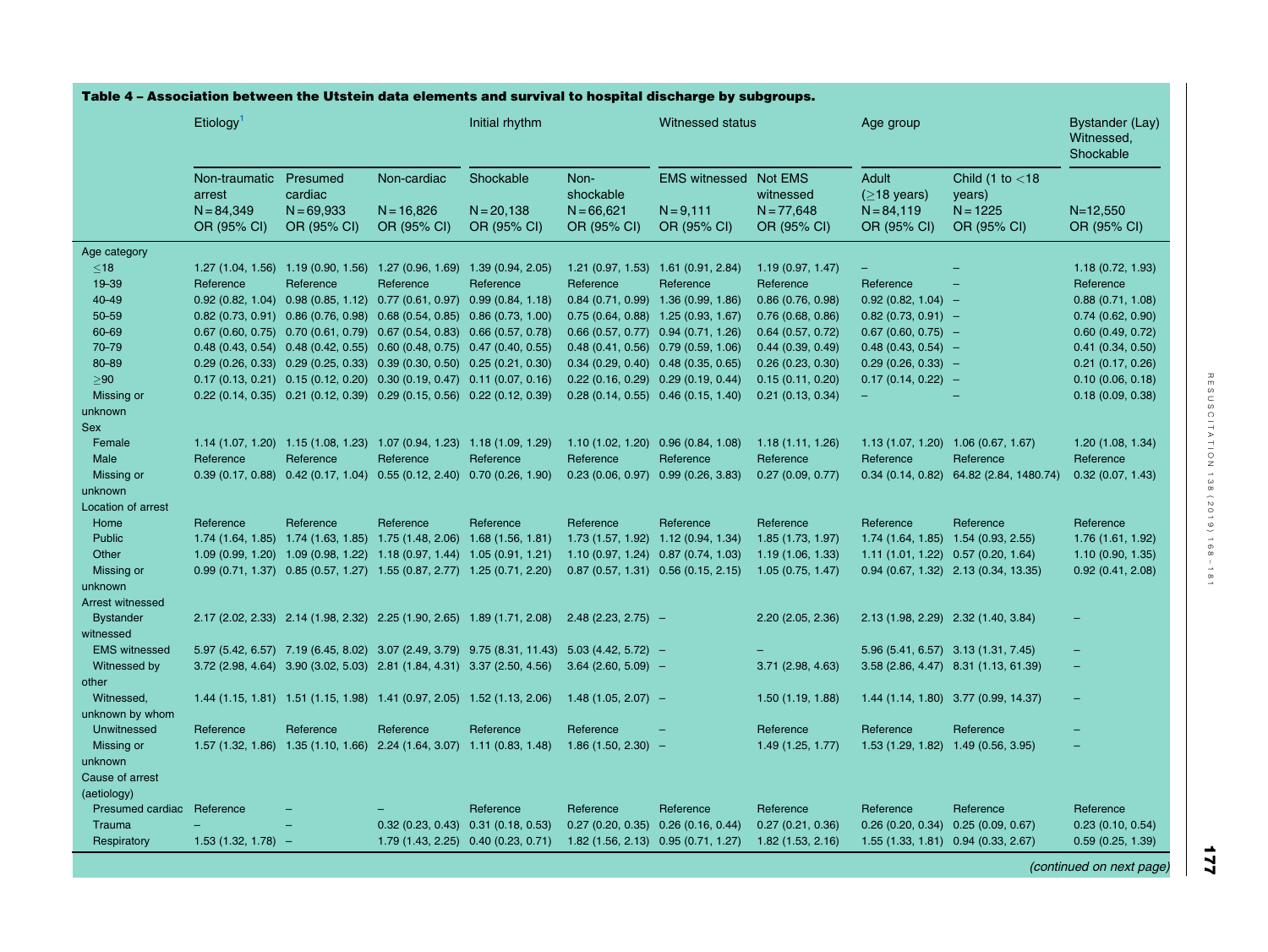**Table 4 – Association between the Utstein data elements and survival to hospital discharge by subgroups.**

| | Etiology[1] | | | Initial rhythm | | Witnessed status | | Age group | | Bystander (Lay) Witnessed, Shockable |
|---|---|---|---|---|---|---|---|---|---|---|
| | Non-traumatic arrest N = 84,349 OR (95% CI) | Presumed cardiac N = 69,933 OR (95% CI) | Non-cardiac N = 16,826 OR (95% CI) | Shockable N = 20,138 OR (95% CI) | Non-shockable N = 66,621 OR (95% CI) | EMS witnessed N = 9,111 OR (95% CI) | Not EMS witnessed N = 77,648 OR (95% CI) | Adult (≥18 years) N = 84,119 OR (95% CI) | Child (1 to <18 years) N = 1225 OR (95% CI) | N=12,550 OR (95% CI) |
| **Age category** | | | | | | | | | | |
| ≤18 | 1.27 (1.04, 1.56) | 1.19 (0.90, 1.56) | 1.27 (0.96, 1.69) | 1.39 (0.94, 2.05) | 1.21 (0.97, 1.53) | 1.61 (0.91, 2.84) | 1.19 (0.97, 1.47) | – | – | 1.18 (0.72, 1.93) |
| 19-39 | Reference | Reference | Reference | Reference | Reference | Reference | Reference | Reference | – | Reference |
| 40-49 | 0.92 (0.82, 1.04) | 0.98 (0.85, 1.12) | 0.77 (0.61, 0.97) | 0.99 (0.84, 1.18) | 0.84 (0.71, 0.99) | 1.36 (0.99, 1.86) | 0.86 (0.76, 0.98) | 0.92 (0.82, 1.04) | – | 0.88 (0.71, 1.08) |
| 50-59 | 0.82 (0.73, 0.91) | 0.86 (0.76, 0.98) | 0.68 (0.54, 0.85) | 0.86 (0.73, 1.00) | 0.75 (0.64, 0.88) | 1.25 (0.93, 1.67) | 0.76 (0.68, 0.86) | 0.82 (0.73, 0.91) | – | 0.74 (0.62, 0.90) |
| 60-69 | 0.67 (0.60, 0.75) | 0.70 (0.61, 0.79) | 0.67 (0.54, 0.83) | 0.66 (0.57, 0.78) | 0.66 (0.57, 0.77) | 0.94 (0.71, 1.26) | 0.64 (0.57, 0.72) | 0.67 (0.60, 0.75) | – | 0.60 (0.49, 0.72) |
| 70-79 | 0.48 (0.43, 0.54) | 0.48 (0.42, 0.55) | 0.60 (0.48, 0.75) | 0.47 (0.40, 0.55) | 0.48 (0.41, 0.56) | 0.79 (0.59, 1.06) | 0.44 (0.39, 0.49) | 0.48 (0.43, 0.54) | – | 0.41 (0.34, 0.50) |
| 80-89 | 0.29 (0.26, 0.33) | 0.29 (0.25, 0.33) | 0.39 (0.30, 0.50) | 0.25 (0.21, 0.30) | 0.34 (0.29, 0.40) | 0.48 (0.35, 0.65) | 0.26 (0.23, 0.30) | 0.29 (0.26, 0.33) | – | 0.21 (0.17, 0.26) |
| ≥90 | 0.17 (0.13, 0.21) | 0.15 (0.12, 0.20) | 0.30 (0.19, 0.47) | 0.11 (0.07, 0.16) | 0.22 (0.16, 0.29) | 0.29 (0.19, 0.44) | 0.15 (0.11, 0.20) | 0.17 (0.14, 0.22) | – | 0.10 (0.06, 0.18) |
| Missing or unknown | 0.22 (0.14, 0.35) | 0.21 (0.12, 0.39) | 0.29 (0.15, 0.56) | 0.22 (0.12, 0.39) | 0.28 (0.14, 0.55) | 0.46 (0.15, 1.40) | 0.21 (0.13, 0.34) | – | – | 0.18 (0.09, 0.38) |
| **Sex** | | | | | | | | | | |
| Female | 1.14 (1.07, 1.20) | 1.15 (1.08, 1.23) | 1.07 (0.94, 1.23) | 1.18 (1.09, 1.29) | 1.10 (1.02, 1.20) | 0.96 (0.84, 1.08) | 1.18 (1.11, 1.26) | 1.13 (1.07, 1.20) | 1.06 (0.67, 1.67) | 1.20 (1.08, 1.34) |
| Male | Reference | Reference | Reference | Reference | Reference | Reference | Reference | Reference | Reference | Reference |
| Missing or unknown | 0.39 (0.17, 0.88) | 0.42 (0.17, 1.04) | 0.55 (0.12, 2.40) | 0.70 (0.26, 1.90) | 0.23 (0.06, 0.97) | 0.99 (0.26, 3.83) | 0.27 (0.09, 0.77) | 0.34 (0.14, 0.82) | 64.82 (2.84, 1480.74) | 0.32 (0.07, 1.43) |
| **Location of arrest** | | | | | | | | | | |
| Home | Reference | Reference | Reference | Reference | Reference | Reference | Reference | Reference | Reference | Reference |
| Public | 1.74 (1.64, 1.85) | 1.74 (1.63, 1.85) | 1.75 (1.48, 2.06) | 1.68 (1.56, 1.81) | 1.73 (1.57, 1.92) | 1.12 (0.94, 1.34) | 1.85 (1.73, 1.97) | 1.74 (1.64, 1.85) | 1.54 (0.93, 2.55) | 1.76 (1.61, 1.92) |
| Other | 1.09 (0.99, 1.20) | 1.09 (0.98, 1.22) | 1.18 (0.97, 1.44) | 1.05 (0.91, 1.21) | 1.10 (0.97, 1.24) | 0.87 (0.74, 1.03) | 1.19 (1.06, 1.33) | 1.11 (1.01, 1.22) | 0.57 (0.20, 1.64) | 1.10 (0.90, 1.35) |
| Missing or unknown | 0.99 (0.71, 1.37) | 0.85 (0.57, 1.27) | 1.55 (0.87, 2.77) | 1.25 (0.71, 2.20) | 0.87 (0.57, 1.31) | 0.56 (0.15, 2.15) | 1.05 (0.75, 1.47) | 0.94 (0.67, 1.32) | 2.13 (0.34, 13.35) | 0.92 (0.41, 2.08) |
| **Arrest witnessed** | | | | | | | | | | |
| Bystander witnessed | 2.17 (2.02, 2.33) | 2.14 (1.98, 2.32) | 2.25 (1.90, 2.65) | 1.89 (1.71, 2.08) | 2.48 (2.23, 2.75) | – | 2.20 (2.05, 2.36) | 2.13 (1.98, 2.29) | 2.32 (1.40, 3.84) | – |
| EMS witnessed | 5.97 (5.42, 6.57) | 7.19 (6.45, 8.02) | 3.07 (2.49, 3.79) | 9.75 (8.31, 11.43) | 5.03 (4.42, 5.72) | – | – | 5.96 (5.41, 6.57) | 3.13 (1.31, 7.45) | – |
| Witnessed by other | 3.72 (2.98, 4.64) | 3.90 (3.02, 5.03) | 2.81 (1.84, 4.31) | 3.37 (2.50, 4.56) | 3.64 (2.60, 5.09) | – | 3.71 (2.98, 4.63) | 3.58 (2.86, 4.47) | 8.31 (1.13, 61.39) | – |
| Witnessed, unknown by whom | 1.44 (1.15, 1.81) | 1.51 (1.15, 1.98) | 1.41 (0.97, 2.05) | 1.52 (1.13, 2.06) | 1.48 (1.05, 2.07) | – | 1.50 (1.19, 1.88) | 1.44 (1.14, 1.80) | 3.77 (0.99, 14.37) | – |
| Unwitnessed | Reference | Reference | Reference | Reference | Reference | – | Reference | Reference | Reference | – |
| Missing or unknown | 1.57 (1.32, 1.86) | 1.35 (1.10, 1.66) | 2.24 (1.64, 3.07) | 1.11 (0.83, 1.48) | 1.86 (1.50, 2.30) | – | 1.49 (1.25, 1.77) | 1.53 (1.29, 1.82) | 1.49 (0.56, 3.95) | – |
| **Cause of arrest (aetiology)** | | | | | | | | | | |
| Presumed cardiac | Reference | – | – | Reference | Reference | Reference | Reference | Reference | Reference | Reference |
| Trauma | – | – | 0.32 (0.23, 0.43) | 0.31 (0.18, 0.53) | 0.27 (0.20, 0.35) | 0.26 (0.16, 0.44) | 0.27 (0.21, 0.36) | 0.26 (0.20, 0.34) | 0.25 (0.09, 0.67) | 0.23 (0.10, 0.54) |
| Respiratory | 1.53 (1.32, 1.78) | – | 1.79 (1.43, 2.25) | 0.40 (0.23, 0.71) | 1.82 (1.56, 2.13) | 0.95 (0.71, 1.27) | 1.82 (1.53, 2.16) | 1.55 (1.33, 1.81) | 0.94 (0.33, 2.67) | 0.59 (0.25, 1.39) |

*(continued on next page)*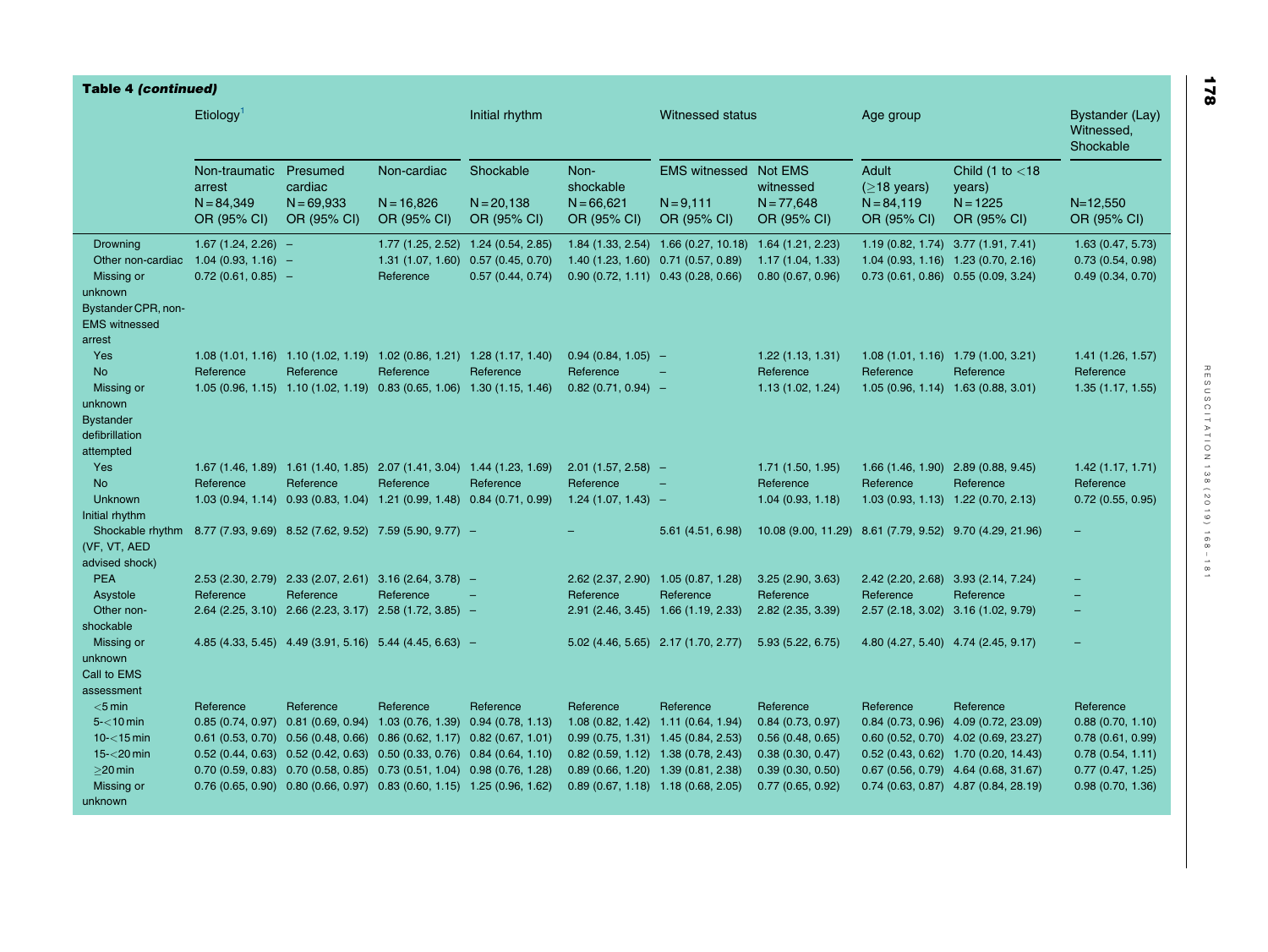**Table 4 *(continued)***

| | Etiology[1] | | | Initial rhythm | | Witnessed status | | Age group | | Bystander (Lay) Witnessed, Shockable |
|---|---|---|---|---|---|---|---|---|---|---|
| | Non-traumatic arrest N = 84,349 OR (95% CI) | Presumed cardiac N = 69,933 OR (95% CI) | Non-cardiac N = 16,826 OR (95% CI) | Shockable N = 20,138 OR (95% CI) | Non-shockable N = 66,621 OR (95% CI) | EMS witnessed N = 9,111 OR (95% CI) | Not EMS witnessed N = 77,648 OR (95% CI) | Adult (≥18 years) N = 84,119 OR (95% CI) | Child (1 to <18 years) N = 1225 OR (95% CI) | N=12,550 OR (95% CI) |
| Drowning | 1.67 (1.24, 2.26) | – | 1.77 (1.25, 2.52) | 1.24 (0.54, 2.85) | 1.84 (1.33, 2.54) | 1.66 (0.27, 10.18) | 1.64 (1.21, 2.23) | 1.19 (0.82, 1.74) | 3.77 (1.91, 7.41) | 1.63 (0.47, 5.73) |
| Other non-cardiac | 1.04 (0.93, 1.16) | – | 1.31 (1.07, 1.60) | 0.57 (0.45, 0.70) | 1.40 (1.23, 1.60) | 0.71 (0.57, 0.89) | 1.17 (1.04, 1.33) | 1.04 (0.93, 1.16) | 1.23 (0.70, 2.16) | 0.73 (0.54, 0.98) |
| Missing or unknown | 0.72 (0.61, 0.85) | – | Reference | 0.57 (0.44, 0.74) | 0.90 (0.72, 1.11) | 0.43 (0.28, 0.66) | 0.80 (0.67, 0.96) | 0.73 (0.61, 0.86) | 0.55 (0.09, 3.24) | 0.49 (0.34, 0.70) |
| Bystander CPR, non-EMS witnessed arrest | | | | | | | | | | |
| Yes | 1.08 (1.01, 1.16) | 1.10 (1.02, 1.19) | 1.02 (0.86, 1.21) | 1.28 (1.17, 1.40) | 0.94 (0.84, 1.05) | – | 1.22 (1.13, 1.31) | 1.08 (1.01, 1.16) | 1.79 (1.00, 3.21) | 1.41 (1.26, 1.57) |
| No | Reference | Reference | Reference | Reference | Reference | – | Reference | Reference | Reference | Reference |
| Missing or unknown | 1.05 (0.96, 1.15) | 1.10 (1.02, 1.19) | 0.83 (0.65, 1.06) | 1.30 (1.15, 1.46) | 0.82 (0.71, 0.94) | – | 1.13 (1.02, 1.24) | 1.05 (0.96, 1.14) | 1.63 (0.88, 3.01) | 1.35 (1.17, 1.55) |
| Bystander defibrillation attempted | | | | | | | | | | |
| Yes | 1.67 (1.46, 1.89) | 1.61 (1.40, 1.85) | 2.07 (1.41, 3.04) | 1.44 (1.23, 1.69) | 2.01 (1.57, 2.58) | – | 1.71 (1.50, 1.95) | 1.66 (1.46, 1.90) | 2.89 (0.88, 9.45) | 1.42 (1.17, 1.71) |
| No | Reference | Reference | Reference | Reference | Reference | – | Reference | Reference | Reference | Reference |
| Unknown | 1.03 (0.94, 1.14) | 0.93 (0.83, 1.04) | 1.21 (0.99, 1.48) | 0.84 (0.71, 0.99) | 1.24 (1.07, 1.43) | – | 1.04 (0.93, 1.18) | 1.03 (0.93, 1.13) | 1.22 (0.70, 2.13) | 0.72 (0.55, 0.95) |
| Initial rhythm | | | | | | | | | | |
| Shockable rhythm (VF, VT, AED advised shock) | 8.77 (7.93, 9.69) | 8.52 (7.62, 9.52) | 7.59 (5.90, 9.77) | – | – | 5.61 (4.51, 6.98) | 10.08 (9.00, 11.29) | 8.61 (7.79, 9.52) | 9.70 (4.29, 21.96) | – |
| PEA | 2.53 (2.30, 2.79) | 2.33 (2.07, 2.61) | 3.16 (2.64, 3.78) | – | 2.62 (2.37, 2.90) | 1.05 (0.87, 1.28) | 3.25 (2.90, 3.63) | 2.42 (2.20, 2.68) | 3.93 (2.14, 7.24) | – |
| Asystole | Reference | Reference | Reference | – | Reference | Reference | Reference | Reference | Reference | – |
| Other non-shockable | 2.64 (2.25, 3.10) | 2.66 (2.23, 3.17) | 2.58 (1.72, 3.85) | – | 2.91 (2.46, 3.45) | 1.66 (1.19, 2.33) | 2.82 (2.35, 3.39) | 2.57 (2.18, 3.02) | 3.16 (1.02, 9.79) | – |
| Missing or unknown | 4.85 (4.33, 5.45) | 4.49 (3.91, 5.16) | 5.44 (4.45, 6.63) | – | 5.02 (4.46, 5.65) | 2.17 (1.70, 2.77) | 5.93 (5.22, 6.75) | 4.80 (4.27, 5.40) | 4.74 (2.45, 9.17) | – |
| Call to EMS assessment | | | | | | | | | | |
| <5 min | Reference | Reference | Reference | Reference | Reference | Reference | Reference | Reference | Reference | Reference |
| 5-<10 min | 0.85 (0.74, 0.97) | 0.81 (0.69, 0.94) | 1.03 (0.76, 1.39) | 0.94 (0.78, 1.13) | 1.08 (0.82, 1.42) | 1.11 (0.64, 1.94) | 0.84 (0.73, 0.97) | 0.84 (0.73, 0.96) | 4.09 (0.72, 23.09) | 0.88 (0.70, 1.10) |
| 10-<15 min | 0.61 (0.53, 0.70) | 0.56 (0.48, 0.66) | 0.86 (0.62, 1.17) | 0.82 (0.67, 1.01) | 0.99 (0.75, 1.31) | 1.45 (0.84, 2.53) | 0.56 (0.48, 0.65) | 0.60 (0.52, 0.70) | 4.02 (0.69, 23.27) | 0.78 (0.61, 0.99) |
| 15-<20 min | 0.52 (0.44, 0.63) | 0.52 (0.42, 0.63) | 0.50 (0.33, 0.76) | 0.84 (0.64, 1.10) | 0.82 (0.59, 1.12) | 1.38 (0.78, 2.43) | 0.38 (0.30, 0.47) | 0.52 (0.43, 0.62) | 1.70 (0.20, 14.43) | 0.78 (0.54, 1.11) |
| ≥20 min | 0.70 (0.59, 0.83) | 0.70 (0.58, 0.85) | 0.73 (0.51, 1.04) | 0.98 (0.76, 1.28) | 0.89 (0.66, 1.20) | 1.39 (0.81, 2.38) | 0.39 (0.30, 0.50) | 0.67 (0.56, 0.79) | 4.64 (0.68, 31.67) | 0.77 (0.47, 1.25) |
| Missing or unknown | 0.76 (0.65, 0.90) | 0.80 (0.66, 0.97) | 0.83 (0.60, 1.15) | 1.25 (0.96, 1.62) | 0.89 (0.67, 1.18) | 1.18 (0.68, 2.05) | 0.77 (0.65, 0.92) | 0.74 (0.63, 0.87) | 4.87 (0.84, 28.19) | 0.98 (0.70, 1.36) |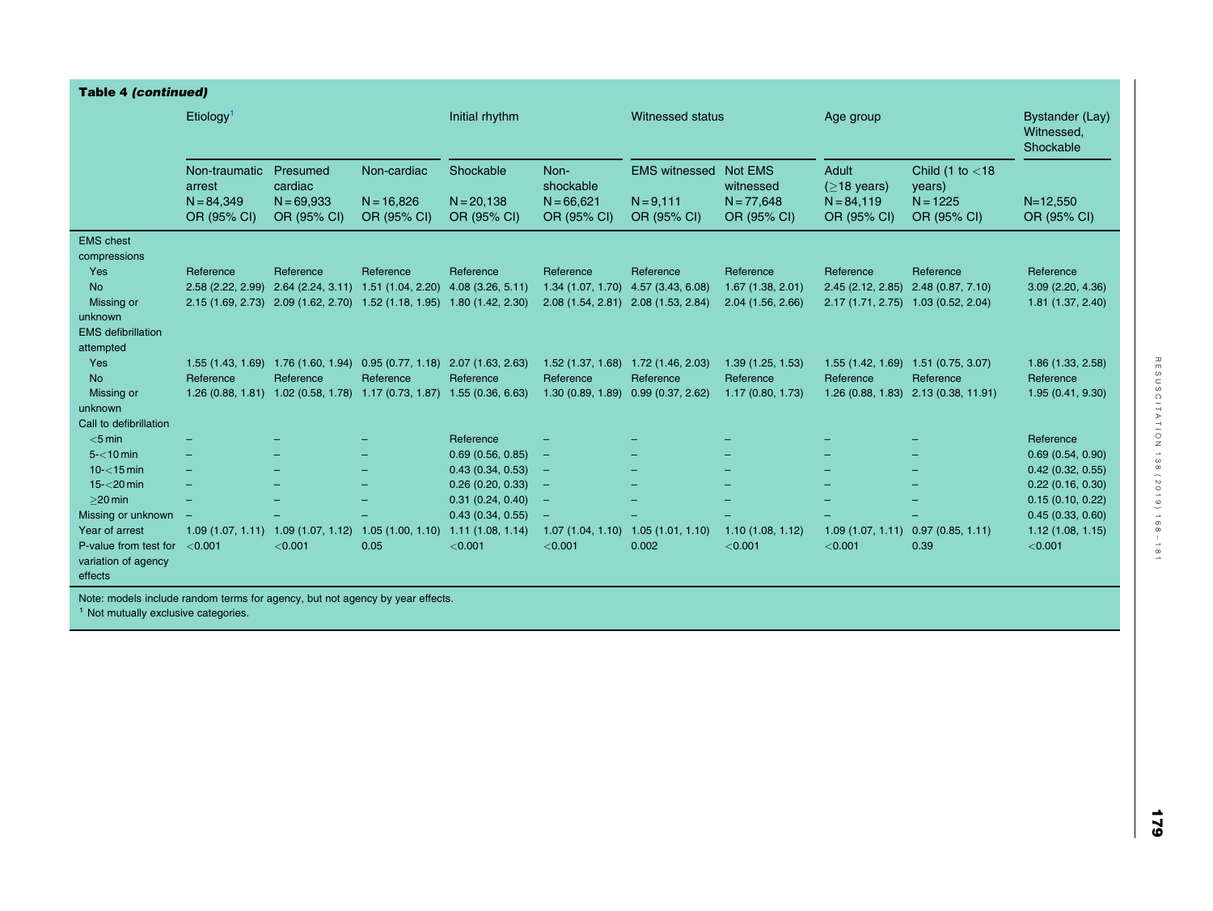**Table 4** ***(continued)***

| | Etiology[1] | | | Initial rhythm | | Witnessed status | | Age group | | Bystander (Lay) Witnessed, Shockable |
|---|---|---|---|---|---|---|---|---|---|---|
| | Non-traumatic arrest N = 84,349 OR (95% CI) | Presumed cardiac N = 69,933 OR (95% CI) | Non-cardiac N = 16,826 OR (95% CI) | Shockable N = 20,138 OR (95% CI) | Non-shockable N = 66,621 OR (95% CI) | EMS witnessed N = 9,111 OR (95% CI) | Not EMS witnessed N = 77,648 OR (95% CI) | Adult (≥18 years) N = 84,119 OR (95% CI) | Child (1 to <18 years) N = 1225 OR (95% CI) | N=12,550 OR (95% CI) |
| EMS chest compressions | | | | | | | | | | |
| Yes | Reference | Reference | Reference | Reference | Reference | Reference | Reference | Reference | Reference | Reference |
| No | 2.58 (2.22, 2.99) | 2.64 (2.24, 3.11) | 1.51 (1.04, 2.20) | 4.08 (3.26, 5.11) | 1.34 (1.07, 1.70) | 4.57 (3.43, 6.08) | 1.67 (1.38, 2.01) | 2.45 (2.12, 2.85) | 2.48 (0.87, 7.10) | 3.09 (2.20, 4.36) |
| Missing or unknown | 2.15 (1.69, 2.73) | 2.09 (1.62, 2.70) | 1.52 (1.18, 1.95) | 1.80 (1.42, 2.30) | 2.08 (1.54, 2.81) | 2.08 (1.53, 2.84) | 2.04 (1.56, 2.66) | 2.17 (1.71, 2.75) | 1.03 (0.52, 2.04) | 1.81 (1.37, 2.40) |
| EMS defibrillation attempted | | | | | | | | | | |
| Yes | 1.55 (1.43, 1.69) | 1.76 (1.60, 1.94) | 0.95 (0.77, 1.18) | 2.07 (1.63, 2.63) | 1.52 (1.37, 1.68) | 1.72 (1.46, 2.03) | 1.39 (1.25, 1.53) | 1.55 (1.42, 1.69) | 1.51 (0.75, 3.07) | 1.86 (1.33, 2.58) |
| No | Reference | Reference | Reference | Reference | Reference | Reference | Reference | Reference | Reference | Reference |
| Missing or unknown | 1.26 (0.88, 1.81) | 1.02 (0.58, 1.78) | 1.17 (0.73, 1.87) | 1.55 (0.36, 6.63) | 1.30 (0.89, 1.89) | 0.99 (0.37, 2.62) | 1.17 (0.80, 1.73) | 1.26 (0.88, 1.83) | 2.13 (0.38, 11.91) | 1.95 (0.41, 9.30) |
| Call to defibrillation | | | | | | | | | | |
| <5 min | – | – | – | Reference | – | – | – | – | – | Reference |
| 5-<10 min | – | – | – | 0.69 (0.56, 0.85) | – | – | – | – | – | 0.69 (0.54, 0.90) |
| 10-<15 min | – | – | – | 0.43 (0.34, 0.53) | – | – | – | – | – | 0.42 (0.32, 0.55) |
| 15-<20 min | – | – | – | 0.26 (0.20, 0.33) | – | – | – | – | – | 0.22 (0.16, 0.30) |
| ≥20 min | – | – | – | 0.31 (0.24, 0.40) | – | – | – | – | – | 0.15 (0.10, 0.22) |
| Missing or unknown | – | – | – | 0.43 (0.34, 0.55) | – | – | – | – | – | 0.45 (0.33, 0.60) |
| Year of arrest | 1.09 (1.07, 1.11) | 1.09 (1.07, 1.12) | 1.05 (1.00, 1.10) | 1.11 (1.08, 1.14) | 1.07 (1.04, 1.10) | 1.05 (1.01, 1.10) | 1.10 (1.08, 1.12) | 1.09 (1.07, 1.11) | 0.97 (0.85, 1.11) | 1.12 (1.08, 1.15) |
| P-value from test for variation of agency effects | <0.001 | <0.001 | 0.05 | <0.001 | <0.001 | 0.002 | <0.001 | <0.001 | 0.39 | <0.001 |

Note: models include random terms for agency, but not agency by year effects.
[1] Not mutually exclusive categories.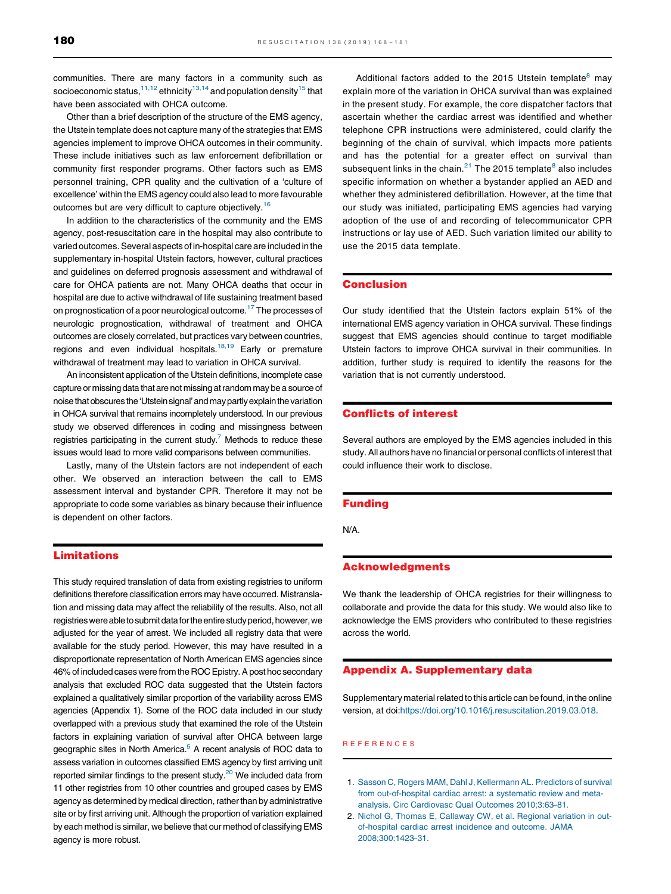communities. There are many factors in a community such as socioeconomic status,[11,12] ethnicity[13,14] and population density[15] that have been associated with OHCA outcome.

Other than a brief description of the structure of the EMS agency, the Utstein template does not capture many of the strategies that EMS agencies implement to improve OHCA outcomes in their community. These include initiatives such as law enforcement defibrillation or community first responder programs. Other factors such as EMS personnel training, CPR quality and the cultivation of a 'culture of excellence' within the EMS agency could also lead to more favourable outcomes but are very difficult to capture objectively.[16]

In addition to the characteristics of the community and the EMS agency, post-resuscitation care in the hospital may also contribute to varied outcomes. Several aspects of in-hospital care are included in the supplementary in-hospital Utstein factors, however, cultural practices and guidelines on deferred prognosis assessment and withdrawal of care for OHCA patients are not. Many OHCA deaths that occur in hospital are due to active withdrawal of life sustaining treatment based on prognostication of a poor neurological outcome.[17] The processes of neurologic prognostication, withdrawal of treatment and OHCA outcomes are closely correlated, but practices vary between countries, regions and even individual hospitals.[18,19] Early or premature withdrawal of treatment may lead to variation in OHCA survival.

An inconsistent application of the Utstein definitions, incomplete case capture or missing data that are not missing at random may be a source of noise that obscures the 'Utstein signal' and may partly explain the variation in OHCA survival that remains incompletely understood. In our previous study we observed differences in coding and missingness between registries participating in the current study.[7] Methods to reduce these issues would lead to more valid comparisons between communities.

Lastly, many of the Utstein factors are not independent of each other. We observed an interaction between the call to EMS assessment interval and bystander CPR. Therefore it may not be appropriate to code some variables as binary because their influence is dependent on other factors.

## Limitations

This study required translation of data from existing registries to uniform definitions therefore classification errors may have occurred. Mistranslation and missing data may affect the reliability of the results. Also, not all registries were able to submit data for the entire study period, however, we adjusted for the year of arrest. We included all registry data that were available for the study period. However, this may have resulted in a disproportionate representation of North American EMS agencies since 46% of included cases were from the ROC Epistry. A post hoc secondary analysis that excluded ROC data suggested that the Utstein factors explained a qualitatively similar proportion of the variability across EMS agencies (Appendix 1). Some of the ROC data included in our study overlapped with a previous study that examined the role of the Utstein factors in explaining variation of survival after OHCA between large geographic sites in North America.[5] A recent analysis of ROC data to assess variation in outcomes classified EMS agency by first arriving unit reported similar findings to the present study.[20] We included data from 11 other registries from 10 other countries and grouped cases by EMS agency as determined by medical direction, rather than by administrative site or by first arriving unit. Although the proportion of variation explained by each method is similar, we believe that our method of classifying EMS agency is more robust.

Additional factors added to the 2015 Utstein template[8] may explain more of the variation in OHCA survival than was explained in the present study. For example, the core dispatcher factors that ascertain whether the cardiac arrest was identified and whether telephone CPR instructions were administered, could clarify the beginning of the chain of survival, which impacts more patients and has the potential for a greater effect on survival than subsequent links in the chain.[21] The 2015 template[8] also includes specific information on whether a bystander applied an AED and whether they administered defibrillation. However, at the time that our study was initiated, participating EMS agencies had varying adoption of the use of and recording of telecommunicator CPR instructions or lay use of AED. Such variation limited our ability to use the 2015 data template.

## Conclusion

Our study identified that the Utstein factors explain 51% of the international EMS agency variation in OHCA survival. These findings suggest that EMS agencies should continue to target modifiable Utstein factors to improve OHCA survival in their communities. In addition, further study is required to identify the reasons for the variation that is not currently understood.

## Conflicts of interest

Several authors are employed by the EMS agencies included in this study. All authors have no financial or personal conflicts of interest that could influence their work to disclose.

## Funding

N/A.

## Acknowledgments

We thank the leadership of OHCA registries for their willingness to collaborate and provide the data for this study. We would also like to acknowledge the EMS providers who contributed to these registries across the world.

## Appendix A. Supplementary data

Supplementary material related to this article can be found, in the online version, at doi:https://doi.org/10.1016/j.resuscitation.2019.03.018.

## REFERENCES

1. Sasson C, Rogers MAM, Dahl J, Kellermann AL. Predictors of survival from out-of-hospital cardiac arrest: a systematic review and meta-analysis. Circ Cardiovasc Qual Outcomes 2010;3:63–81.
2. Nichol G, Thomas E, Callaway CW, et al. Regional variation in out-of-hospital cardiac arrest incidence and outcome. JAMA 2008;300:1423–31.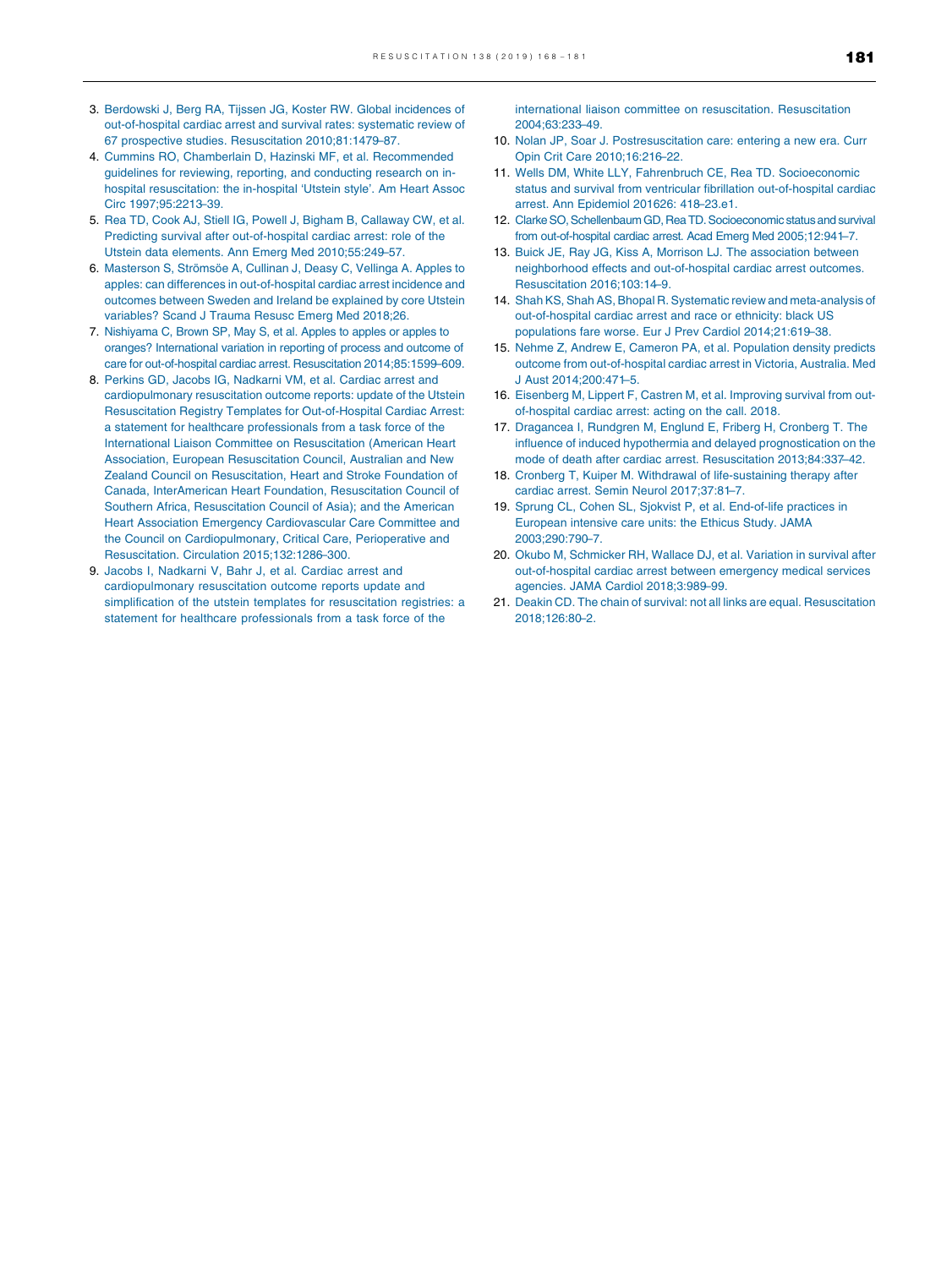3. Berdowski J, Berg RA, Tijssen JG, Koster RW. Global incidences of out-of-hospital cardiac arrest and survival rates: systematic review of 67 prospective studies. Resuscitation 2010;81:1479–87.
4. Cummins RO, Chamberlain D, Hazinski MF, et al. Recommended guidelines for reviewing, reporting, and conducting research on in-hospital resuscitation: the in-hospital 'Utstein style'. Am Heart Assoc Circ 1997;95:2213–39.
5. Rea TD, Cook AJ, Stiell IG, Powell J, Bigham B, Callaway CW, et al. Predicting survival after out-of-hospital cardiac arrest: role of the Utstein data elements. Ann Emerg Med 2010;55:249–57.
6. Masterson S, Strömsöe A, Cullinan J, Deasy C, Vellinga A. Apples to apples: can differences in out-of-hospital cardiac arrest incidence and outcomes between Sweden and Ireland be explained by core Utstein variables? Scand J Trauma Resusc Emerg Med 2018;26.
7. Nishiyama C, Brown SP, May S, et al. Apples to apples or apples to oranges? International variation in reporting of process and outcome of care for out-of-hospital cardiac arrest. Resuscitation 2014;85:1599–609.
8. Perkins GD, Jacobs IG, Nadkarni VM, et al. Cardiac arrest and cardiopulmonary resuscitation outcome reports: update of the Utstein Resuscitation Registry Templates for Out-of-Hospital Cardiac Arrest: a statement for healthcare professionals from a task force of the International Liaison Committee on Resuscitation (American Heart Association, European Resuscitation Council, Australian and New Zealand Council on Resuscitation, Heart and Stroke Foundation of Canada, InterAmerican Heart Foundation, Resuscitation Council of Southern Africa, Resuscitation Council of Asia); and the American Heart Association Emergency Cardiovascular Care Committee and the Council on Cardiopulmonary, Critical Care, Perioperative and Resuscitation. Circulation 2015;132:1286–300.
9. Jacobs I, Nadkarni V, Bahr J, et al. Cardiac arrest and cardiopulmonary resuscitation outcome reports update and simplification of the utstein templates for resuscitation registries: a statement for healthcare professionals from a task force of the international liaison committee on resuscitation. Resuscitation 2004;63:233–49.
10. Nolan JP, Soar J. Postresuscitation care: entering a new era. Curr Opin Crit Care 2010;16:216–22.
11. Wells DM, White LLY, Fahrenbruch CE, Rea TD. Socioeconomic status and survival from ventricular fibrillation out-of-hospital cardiac arrest. Ann Epidemiol 201626: 418–23.e1.
12. Clarke SO, Schellenbaum GD, Rea TD. Socioeconomic status and survival from out-of-hospital cardiac arrest. Acad Emerg Med 2005;12:941–7.
13. Buick JE, Ray JG, Kiss A, Morrison LJ. The association between neighborhood effects and out-of-hospital cardiac arrest outcomes. Resuscitation 2016;103:14–9.
14. Shah KS, Shah AS, Bhopal R. Systematic review and meta-analysis of out-of-hospital cardiac arrest and race or ethnicity: black US populations fare worse. Eur J Prev Cardiol 2014;21:619–38.
15. Nehme Z, Andrew E, Cameron PA, et al. Population density predicts outcome from out-of-hospital cardiac arrest in Victoria, Australia. Med J Aust 2014;200:471–5.
16. Eisenberg M, Lippert F, Castren M, et al. Improving survival from out-of-hospital cardiac arrest: acting on the call. 2018.
17. Dragancea I, Rundgren M, Englund E, Friberg H, Cronberg T. The influence of induced hypothermia and delayed prognostication on the mode of death after cardiac arrest. Resuscitation 2013;84:337–42.
18. Cronberg T, Kuiper M. Withdrawal of life-sustaining therapy after cardiac arrest. Semin Neurol 2017;37:81–7.
19. Sprung CL, Cohen SL, Sjokvist P, et al. End-of-life practices in European intensive care units: the Ethicus Study. JAMA 2003;290:790–7.
20. Okubo M, Schmicker RH, Wallace DJ, et al. Variation in survival after out-of-hospital cardiac arrest between emergency medical services agencies. JAMA Cardiol 2018;3:989–99.
21. Deakin CD. The chain of survival: not all links are equal. Resuscitation 2018;126:80–2.